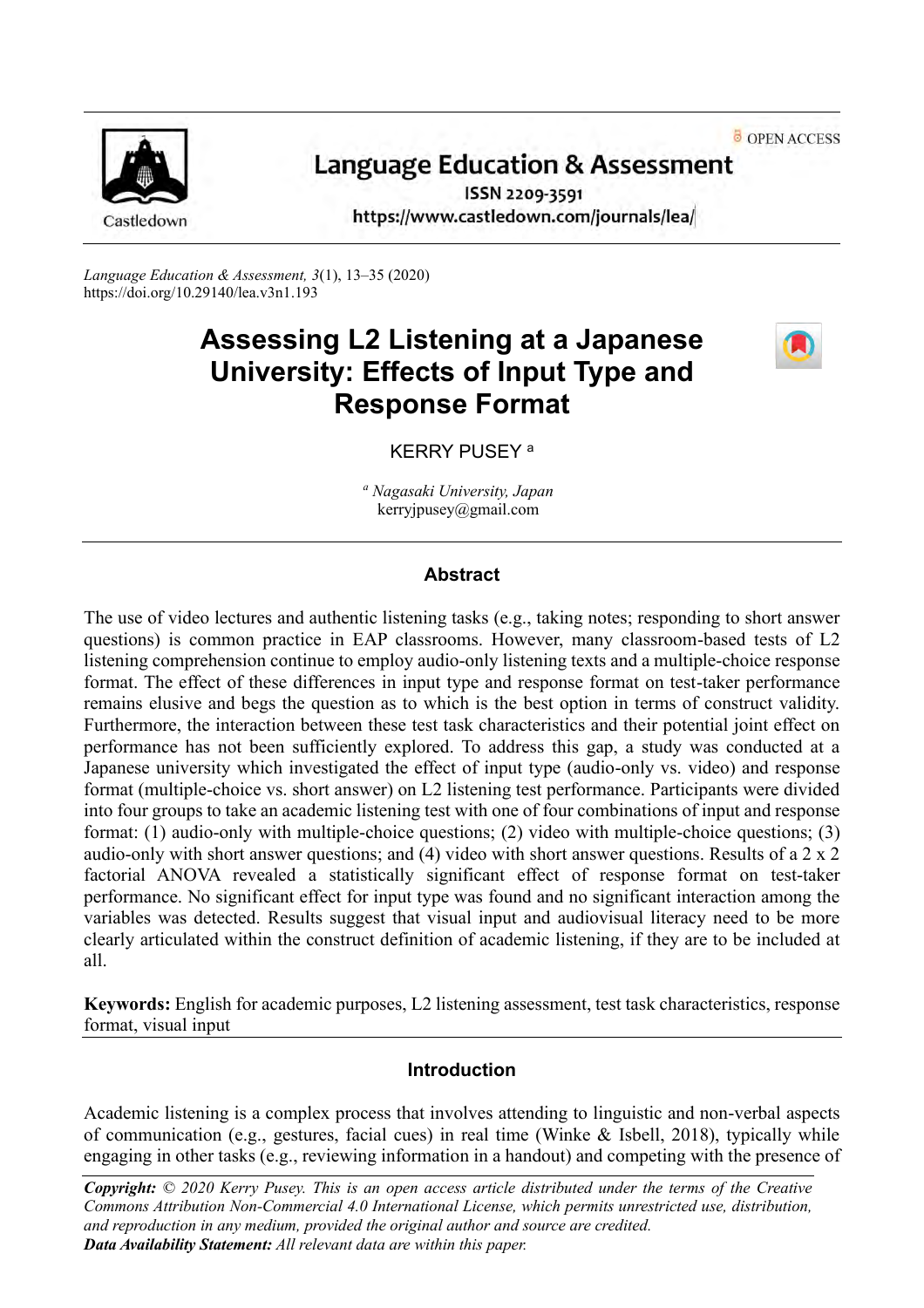OPEN ACCESS

**Language Education & Assessment**

ISSN 2209-3591

https://www.castledown.com/journals/lea/

*Language Education & Assessment, 3*(1), 13–35 (2020)
https://doi.org/10.29140/lea.v3n1.193

# Assessing L2 Listening at a Japanese University: Effects of Input Type and Response Format

KERRY PUSEY [a]

[a] *Nagasaki University, Japan*
kerryjpusey@gmail.com

## Abstract

The use of video lectures and authentic listening tasks (e.g., taking notes; responding to short answer questions) is common practice in EAP classrooms. However, many classroom-based tests of L2 listening comprehension continue to employ audio-only listening texts and a multiple-choice response format. The effect of these differences in input type and response format on test-taker performance remains elusive and begs the question as to which is the best option in terms of construct validity. Furthermore, the interaction between these test task characteristics and their potential joint effect on performance has not been sufficiently explored. To address this gap, a study was conducted at a Japanese university which investigated the effect of input type (audio-only vs. video) and response format (multiple-choice vs. short answer) on L2 listening test performance. Participants were divided into four groups to take an academic listening test with one of four combinations of input and response format: (1) audio-only with multiple-choice questions; (2) video with multiple-choice questions; (3) audio-only with short answer questions; and (4) video with short answer questions. Results of a 2 x 2 factorial ANOVA revealed a statistically significant effect of response format on test-taker performance. No significant effect for input type was found and no significant interaction among the variables was detected. Results suggest that visual input and audiovisual literacy need to be more clearly articulated within the construct definition of academic listening, if they are to be included at all.

**Keywords:** English for academic purposes, L2 listening assessment, test task characteristics, response format, visual input

## Introduction

Academic listening is a complex process that involves attending to linguistic and non-verbal aspects of communication (e.g., gestures, facial cues) in real time (Winke & Isbell, 2018), typically while engaging in other tasks (e.g., reviewing information in a handout) and competing with the presence of

***Copyright:*** *© 2020 Kerry Pusey. This is an open access article distributed under the terms of the Creative Commons Attribution Non-Commercial 4.0 International License, which permits unrestricted use, distribution, and reproduction in any medium, provided the original author and source are credited.*
***Data Availability Statement:*** *All relevant data are within this paper.*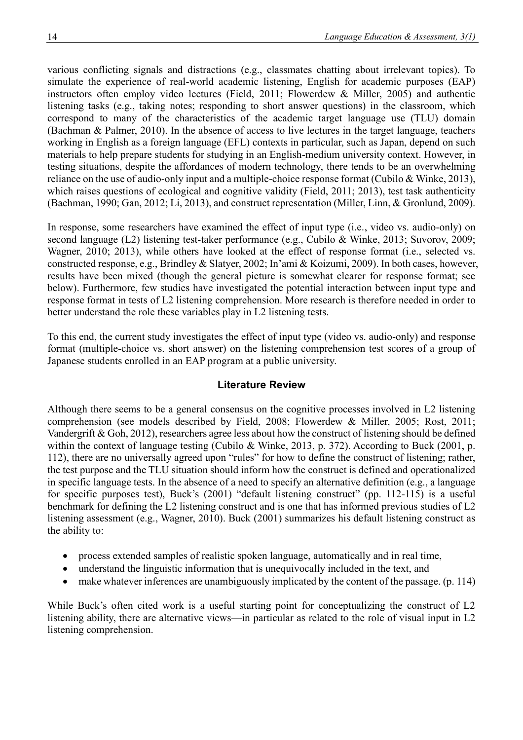various conflicting signals and distractions (e.g., classmates chatting about irrelevant topics). To simulate the experience of real-world academic listening, English for academic purposes (EAP) instructors often employ video lectures (Field, 2011; Flowerdew & Miller, 2005) and authentic listening tasks (e.g., taking notes; responding to short answer questions) in the classroom, which correspond to many of the characteristics of the academic target language use (TLU) domain (Bachman & Palmer, 2010). In the absence of access to live lectures in the target language, teachers working in English as a foreign language (EFL) contexts in particular, such as Japan, depend on such materials to help prepare students for studying in an English-medium university context. However, in testing situations, despite the affordances of modern technology, there tends to be an overwhelming reliance on the use of audio-only input and a multiple-choice response format (Cubilo & Winke, 2013), which raises questions of ecological and cognitive validity (Field, 2011; 2013), test task authenticity (Bachman, 1990; Gan, 2012; Li, 2013), and construct representation (Miller, Linn, & Gronlund, 2009).

In response, some researchers have examined the effect of input type (i.e., video vs. audio-only) on second language (L2) listening test-taker performance (e.g., Cubilo & Winke, 2013; Suvorov, 2009; Wagner, 2010; 2013), while others have looked at the effect of response format (i.e., selected vs. constructed response, e.g., Brindley & Slatyer, 2002; In'ami & Koizumi, 2009). In both cases, however, results have been mixed (though the general picture is somewhat clearer for response format; see below). Furthermore, few studies have investigated the potential interaction between input type and response format in tests of L2 listening comprehension. More research is therefore needed in order to better understand the role these variables play in L2 listening tests.

To this end, the current study investigates the effect of input type (video vs. audio-only) and response format (multiple-choice vs. short answer) on the listening comprehension test scores of a group of Japanese students enrolled in an EAP program at a public university.

## Literature Review

Although there seems to be a general consensus on the cognitive processes involved in L2 listening comprehension (see models described by Field, 2008; Flowerdew & Miller, 2005; Rost, 2011; Vandergrift & Goh, 2012), researchers agree less about how the construct of listening should be defined within the context of language testing (Cubilo & Winke, 2013, p. 372). According to Buck (2001, p. 112), there are no universally agreed upon "rules" for how to define the construct of listening; rather, the test purpose and the TLU situation should inform how the construct is defined and operationalized in specific language tests. In the absence of a need to specify an alternative definition (e.g., a language for specific purposes test), Buck's (2001) "default listening construct" (pp. 112-115) is a useful benchmark for defining the L2 listening construct and is one that has informed previous studies of L2 listening assessment (e.g., Wagner, 2010). Buck (2001) summarizes his default listening construct as the ability to:

- process extended samples of realistic spoken language, automatically and in real time,
- understand the linguistic information that is unequivocally included in the text, and
- make whatever inferences are unambiguously implicated by the content of the passage. (p. 114)

While Buck's often cited work is a useful starting point for conceptualizing the construct of L2 listening ability, there are alternative views—in particular as related to the role of visual input in L2 listening comprehension.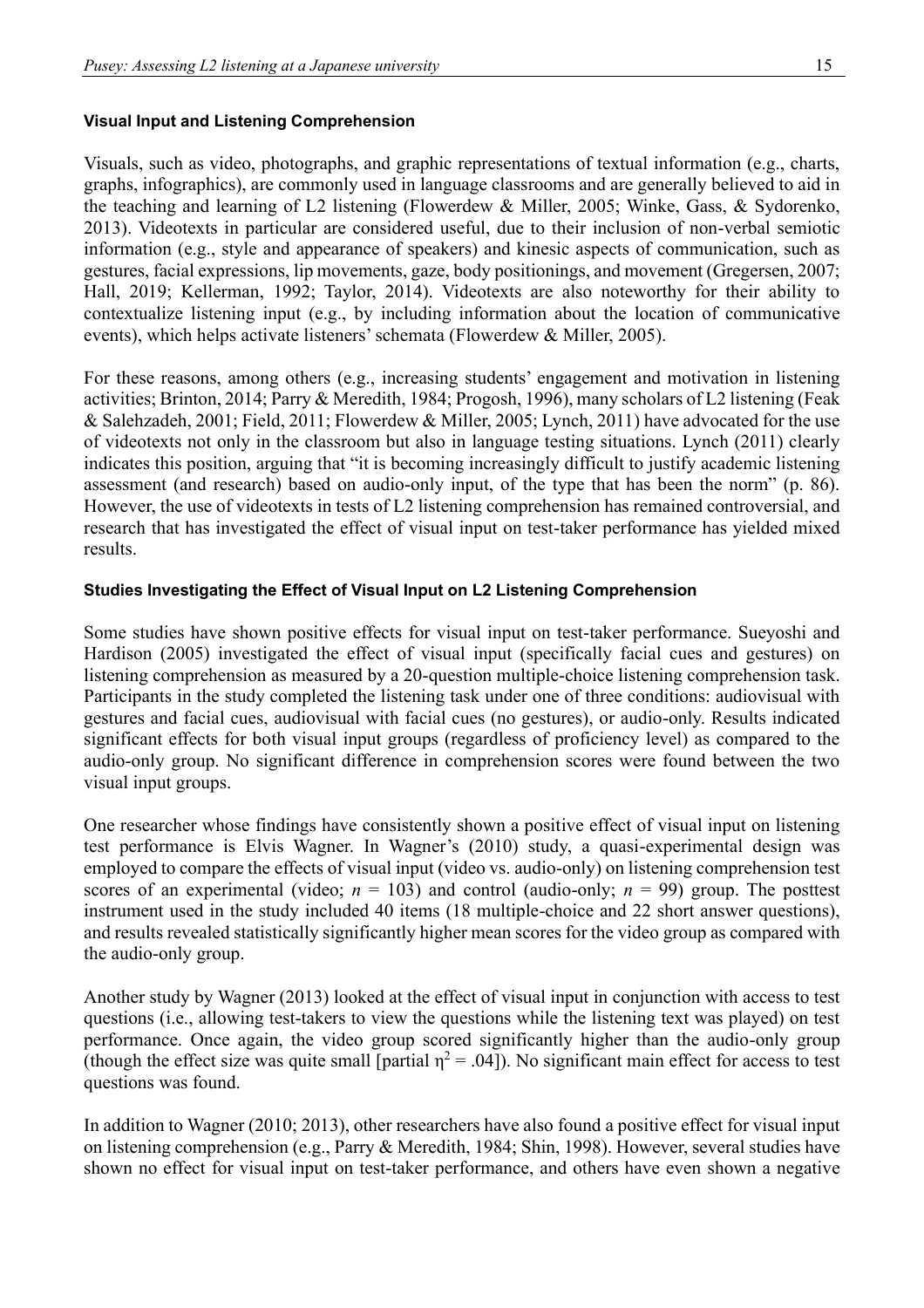### Visual Input and Listening Comprehension

Visuals, such as video, photographs, and graphic representations of textual information (e.g., charts, graphs, infographics), are commonly used in language classrooms and are generally believed to aid in the teaching and learning of L2 listening (Flowerdew & Miller, 2005; Winke, Gass, & Sydorenko, 2013). Videotexts in particular are considered useful, due to their inclusion of non-verbal semiotic information (e.g., style and appearance of speakers) and kinesic aspects of communication, such as gestures, facial expressions, lip movements, gaze, body positionings, and movement (Gregersen, 2007; Hall, 2019; Kellerman, 1992; Taylor, 2014). Videotexts are also noteworthy for their ability to contextualize listening input (e.g., by including information about the location of communicative events), which helps activate listeners' schemata (Flowerdew & Miller, 2005).

For these reasons, among others (e.g., increasing students' engagement and motivation in listening activities; Brinton, 2014; Parry & Meredith, 1984; Progosh, 1996), many scholars of L2 listening (Feak & Salehzadeh, 2001; Field, 2011; Flowerdew & Miller, 2005; Lynch, 2011) have advocated for the use of videotexts not only in the classroom but also in language testing situations. Lynch (2011) clearly indicates this position, arguing that "it is becoming increasingly difficult to justify academic listening assessment (and research) based on audio-only input, of the type that has been the norm" (p. 86). However, the use of videotexts in tests of L2 listening comprehension has remained controversial, and research that has investigated the effect of visual input on test-taker performance has yielded mixed results.

### Studies Investigating the Effect of Visual Input on L2 Listening Comprehension

Some studies have shown positive effects for visual input on test-taker performance. Sueyoshi and Hardison (2005) investigated the effect of visual input (specifically facial cues and gestures) on listening comprehension as measured by a 20-question multiple-choice listening comprehension task. Participants in the study completed the listening task under one of three conditions: audiovisual with gestures and facial cues, audiovisual with facial cues (no gestures), or audio-only. Results indicated significant effects for both visual input groups (regardless of proficiency level) as compared to the audio-only group. No significant difference in comprehension scores were found between the two visual input groups.

One researcher whose findings have consistently shown a positive effect of visual input on listening test performance is Elvis Wagner. In Wagner's (2010) study, a quasi-experimental design was employed to compare the effects of visual input (video vs. audio-only) on listening comprehension test scores of an experimental (video; $n$ = 103) and control (audio-only; $n$ = 99) group. The posttest instrument used in the study included 40 items (18 multiple-choice and 22 short answer questions), and results revealed statistically significantly higher mean scores for the video group as compared with the audio-only group.

Another study by Wagner (2013) looked at the effect of visual input in conjunction with access to test questions (i.e., allowing test-takers to view the questions while the listening text was played) on test performance. Once again, the video group scored significantly higher than the audio-only group (though the effect size was quite small [partial $\eta^2 = .04$]). No significant main effect for access to test questions was found.

In addition to Wagner (2010; 2013), other researchers have also found a positive effect for visual input on listening comprehension (e.g., Parry & Meredith, 1984; Shin, 1998). However, several studies have shown no effect for visual input on test-taker performance, and others have even shown a negative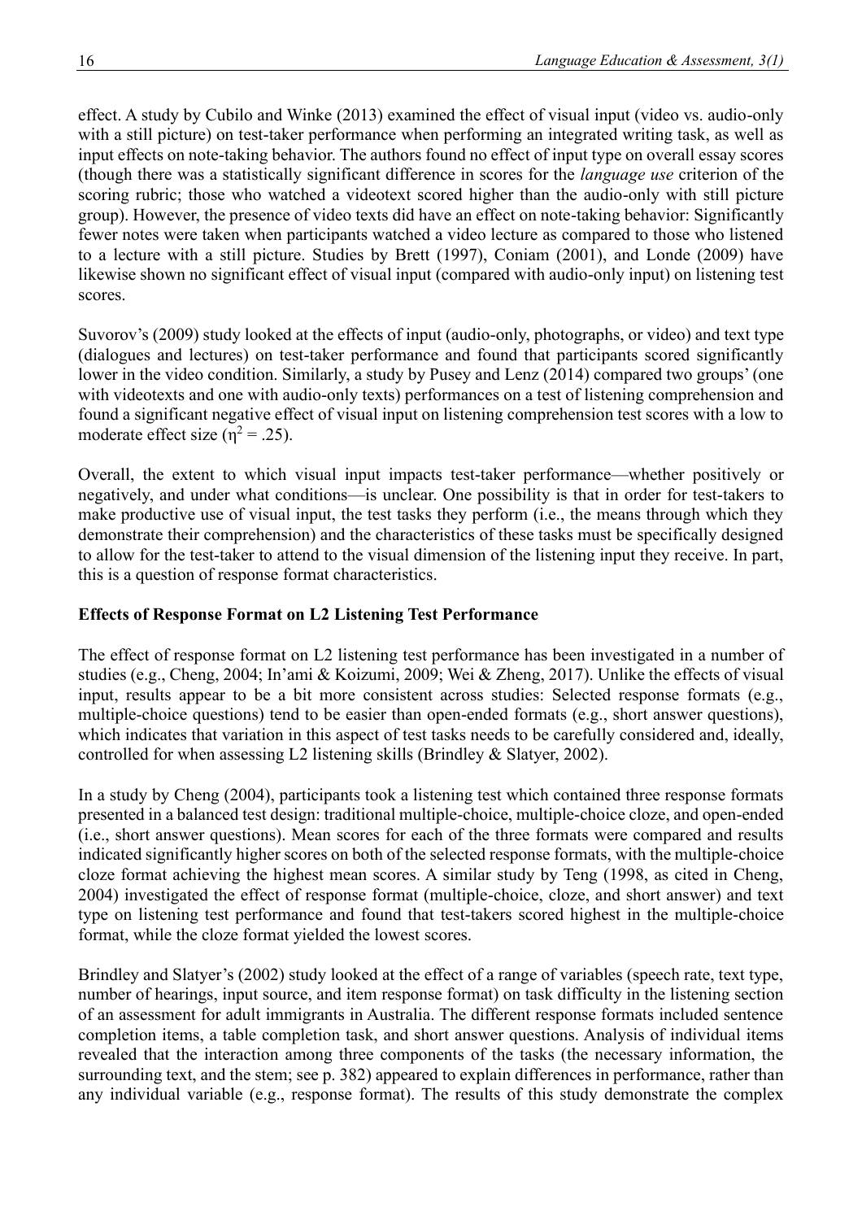effect. A study by Cubilo and Winke (2013) examined the effect of visual input (video vs. audio-only with a still picture) on test-taker performance when performing an integrated writing task, as well as input effects on note-taking behavior. The authors found no effect of input type on overall essay scores (though there was a statistically significant difference in scores for the *language use* criterion of the scoring rubric; those who watched a videotext scored higher than the audio-only with still picture group). However, the presence of video texts did have an effect on note-taking behavior: Significantly fewer notes were taken when participants watched a video lecture as compared to those who listened to a lecture with a still picture. Studies by Brett (1997), Coniam (2001), and Londe (2009) have likewise shown no significant effect of visual input (compared with audio-only input) on listening test scores.

Suvorov's (2009) study looked at the effects of input (audio-only, photographs, or video) and text type (dialogues and lectures) on test-taker performance and found that participants scored significantly lower in the video condition. Similarly, a study by Pusey and Lenz (2014) compared two groups' (one with videotexts and one with audio-only texts) performances on a test of listening comprehension and found a significant negative effect of visual input on listening comprehension test scores with a low to moderate effect size ($\eta^2 = .25$).

Overall, the extent to which visual input impacts test-taker performance—whether positively or negatively, and under what conditions—is unclear. One possibility is that in order for test-takers to make productive use of visual input, the test tasks they perform (i.e., the means through which they demonstrate their comprehension) and the characteristics of these tasks must be specifically designed to allow for the test-taker to attend to the visual dimension of the listening input they receive. In part, this is a question of response format characteristics.

## Effects of Response Format on L2 Listening Test Performance

The effect of response format on L2 listening test performance has been investigated in a number of studies (e.g., Cheng, 2004; In'ami & Koizumi, 2009; Wei & Zheng, 2017). Unlike the effects of visual input, results appear to be a bit more consistent across studies: Selected response formats (e.g., multiple-choice questions) tend to be easier than open-ended formats (e.g., short answer questions), which indicates that variation in this aspect of test tasks needs to be carefully considered and, ideally, controlled for when assessing L2 listening skills (Brindley & Slatyer, 2002).

In a study by Cheng (2004), participants took a listening test which contained three response formats presented in a balanced test design: traditional multiple-choice, multiple-choice cloze, and open-ended (i.e., short answer questions). Mean scores for each of the three formats were compared and results indicated significantly higher scores on both of the selected response formats, with the multiple-choice cloze format achieving the highest mean scores. A similar study by Teng (1998, as cited in Cheng, 2004) investigated the effect of response format (multiple-choice, cloze, and short answer) and text type on listening test performance and found that test-takers scored highest in the multiple-choice format, while the cloze format yielded the lowest scores.

Brindley and Slatyer's (2002) study looked at the effect of a range of variables (speech rate, text type, number of hearings, input source, and item response format) on task difficulty in the listening section of an assessment for adult immigrants in Australia. The different response formats included sentence completion items, a table completion task, and short answer questions. Analysis of individual items revealed that the interaction among three components of the tasks (the necessary information, the surrounding text, and the stem; see p. 382) appeared to explain differences in performance, rather than any individual variable (e.g., response format). The results of this study demonstrate the complex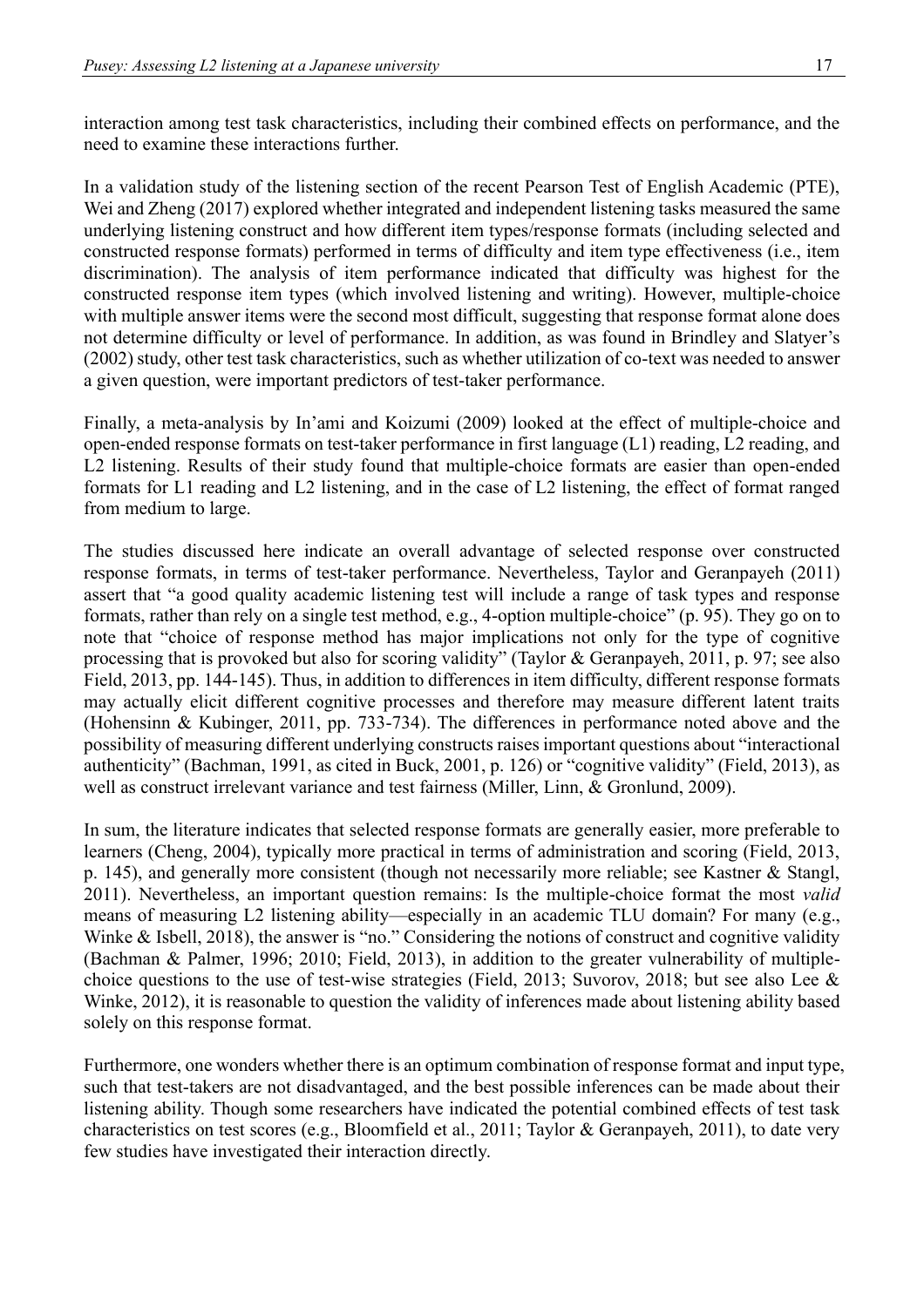interaction among test task characteristics, including their combined effects on performance, and the need to examine these interactions further.

In a validation study of the listening section of the recent Pearson Test of English Academic (PTE), Wei and Zheng (2017) explored whether integrated and independent listening tasks measured the same underlying listening construct and how different item types/response formats (including selected and constructed response formats) performed in terms of difficulty and item type effectiveness (i.e., item discrimination). The analysis of item performance indicated that difficulty was highest for the constructed response item types (which involved listening and writing). However, multiple-choice with multiple answer items were the second most difficult, suggesting that response format alone does not determine difficulty or level of performance. In addition, as was found in Brindley and Slatyer's (2002) study, other test task characteristics, such as whether utilization of co-text was needed to answer a given question, were important predictors of test-taker performance.

Finally, a meta-analysis by In'ami and Koizumi (2009) looked at the effect of multiple-choice and open-ended response formats on test-taker performance in first language (L1) reading, L2 reading, and L2 listening. Results of their study found that multiple-choice formats are easier than open-ended formats for L1 reading and L2 listening, and in the case of L2 listening, the effect of format ranged from medium to large.

The studies discussed here indicate an overall advantage of selected response over constructed response formats, in terms of test-taker performance. Nevertheless, Taylor and Geranpayeh (2011) assert that "a good quality academic listening test will include a range of task types and response formats, rather than rely on a single test method, e.g., 4-option multiple-choice" (p. 95). They go on to note that "choice of response method has major implications not only for the type of cognitive processing that is provoked but also for scoring validity" (Taylor & Geranpayeh, 2011, p. 97; see also Field, 2013, pp. 144-145). Thus, in addition to differences in item difficulty, different response formats may actually elicit different cognitive processes and therefore may measure different latent traits (Hohensinn & Kubinger, 2011, pp. 733-734). The differences in performance noted above and the possibility of measuring different underlying constructs raises important questions about "interactional authenticity" (Bachman, 1991, as cited in Buck, 2001, p. 126) or "cognitive validity" (Field, 2013), as well as construct irrelevant variance and test fairness (Miller, Linn, & Gronlund, 2009).

In sum, the literature indicates that selected response formats are generally easier, more preferable to learners (Cheng, 2004), typically more practical in terms of administration and scoring (Field, 2013, p. 145), and generally more consistent (though not necessarily more reliable; see Kastner & Stangl, 2011). Nevertheless, an important question remains: Is the multiple-choice format the most *valid* means of measuring L2 listening ability—especially in an academic TLU domain? For many (e.g., Winke & Isbell, 2018), the answer is "no." Considering the notions of construct and cognitive validity (Bachman & Palmer, 1996; 2010; Field, 2013), in addition to the greater vulnerability of multiple-choice questions to the use of test-wise strategies (Field, 2013; Suvorov, 2018; but see also Lee & Winke, 2012), it is reasonable to question the validity of inferences made about listening ability based solely on this response format.

Furthermore, one wonders whether there is an optimum combination of response format and input type, such that test-takers are not disadvantaged, and the best possible inferences can be made about their listening ability. Though some researchers have indicated the potential combined effects of test task characteristics on test scores (e.g., Bloomfield et al., 2011; Taylor & Geranpayeh, 2011), to date very few studies have investigated their interaction directly.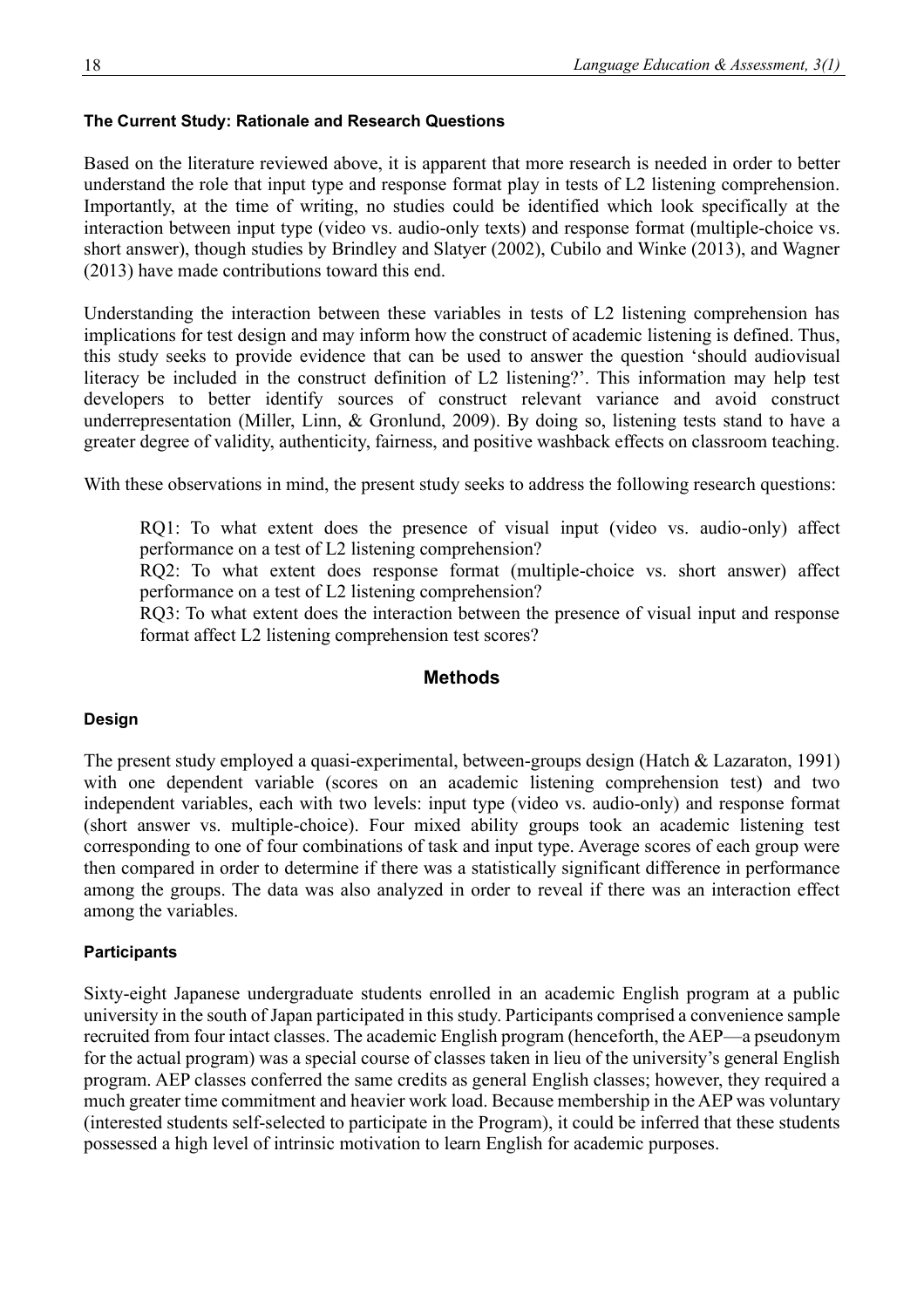### The Current Study: Rationale and Research Questions

Based on the literature reviewed above, it is apparent that more research is needed in order to better understand the role that input type and response format play in tests of L2 listening comprehension. Importantly, at the time of writing, no studies could be identified which look specifically at the interaction between input type (video vs. audio-only texts) and response format (multiple-choice vs. short answer), though studies by Brindley and Slatyer (2002), Cubilo and Winke (2013), and Wagner (2013) have made contributions toward this end.

Understanding the interaction between these variables in tests of L2 listening comprehension has implications for test design and may inform how the construct of academic listening is defined. Thus, this study seeks to provide evidence that can be used to answer the question 'should audiovisual literacy be included in the construct definition of L2 listening?'. This information may help test developers to better identify sources of construct relevant variance and avoid construct underrepresentation (Miller, Linn, & Gronlund, 2009). By doing so, listening tests stand to have a greater degree of validity, authenticity, fairness, and positive washback effects on classroom teaching.

With these observations in mind, the present study seeks to address the following research questions:

> RQ1: To what extent does the presence of visual input (video vs. audio-only) affect performance on a test of L2 listening comprehension?
> RQ2: To what extent does response format (multiple-choice vs. short answer) affect performance on a test of L2 listening comprehension?
> RQ3: To what extent does the interaction between the presence of visual input and response format affect L2 listening comprehension test scores?

## Methods

### Design

The present study employed a quasi-experimental, between-groups design (Hatch & Lazaraton, 1991) with one dependent variable (scores on an academic listening comprehension test) and two independent variables, each with two levels: input type (video vs. audio-only) and response format (short answer vs. multiple-choice). Four mixed ability groups took an academic listening test corresponding to one of four combinations of task and input type. Average scores of each group were then compared in order to determine if there was a statistically significant difference in performance among the groups. The data was also analyzed in order to reveal if there was an interaction effect among the variables.

### Participants

Sixty-eight Japanese undergraduate students enrolled in an academic English program at a public university in the south of Japan participated in this study. Participants comprised a convenience sample recruited from four intact classes. The academic English program (henceforth, the AEP—a pseudonym for the actual program) was a special course of classes taken in lieu of the university's general English program. AEP classes conferred the same credits as general English classes; however, they required a much greater time commitment and heavier work load. Because membership in the AEP was voluntary (interested students self-selected to participate in the Program), it could be inferred that these students possessed a high level of intrinsic motivation to learn English for academic purposes.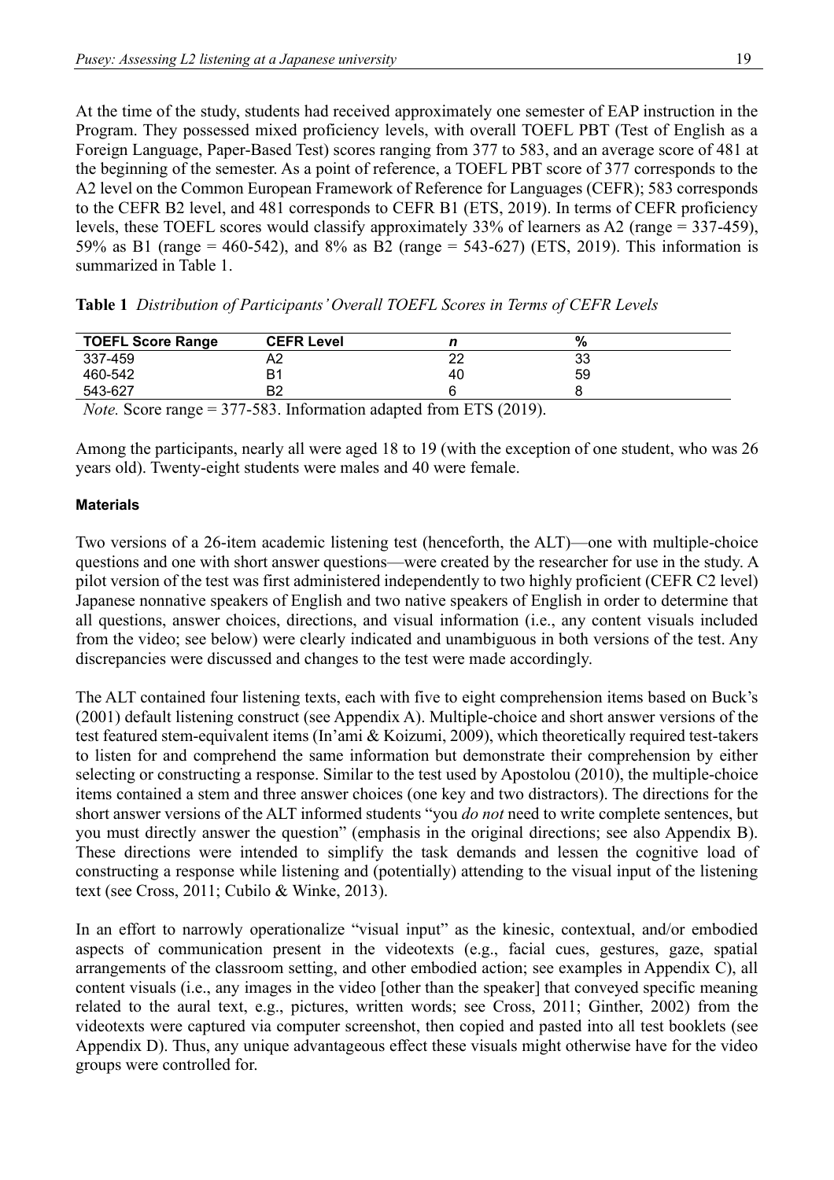At the time of the study, students had received approximately one semester of EAP instruction in the Program. They possessed mixed proficiency levels, with overall TOEFL PBT (Test of English as a Foreign Language, Paper-Based Test) scores ranging from 377 to 583, and an average score of 481 at the beginning of the semester. As a point of reference, a TOEFL PBT score of 377 corresponds to the A2 level on the Common European Framework of Reference for Languages (CEFR); 583 corresponds to the CEFR B2 level, and 481 corresponds to CEFR B1 (ETS, 2019). In terms of CEFR proficiency levels, these TOEFL scores would classify approximately 33% of learners as A2 (range = 337-459), 59% as B1 (range = 460-542), and 8% as B2 (range = 543-627) (ETS, 2019). This information is summarized in Table 1.

**Table 1** *Distribution of Participants' Overall TOEFL Scores in Terms of CEFR Levels*

| TOEFL Score Range | CEFR Level | *n* | % |
|---|---|---|---|
| 337-459 | A2 | 22 | 33 |
| 460-542 | B1 | 40 | 59 |
| 543-627 | B2 | 6 | 8 |

*Note.* Score range = 377-583. Information adapted from ETS (2019).

Among the participants, nearly all were aged 18 to 19 (with the exception of one student, who was 26 years old). Twenty-eight students were males and 40 were female.

#### Materials

Two versions of a 26-item academic listening test (henceforth, the ALT)—one with multiple-choice questions and one with short answer questions—were created by the researcher for use in the study. A pilot version of the test was first administered independently to two highly proficient (CEFR C2 level) Japanese nonnative speakers of English and two native speakers of English in order to determine that all questions, answer choices, directions, and visual information (i.e., any content visuals included from the video; see below) were clearly indicated and unambiguous in both versions of the test. Any discrepancies were discussed and changes to the test were made accordingly.

The ALT contained four listening texts, each with five to eight comprehension items based on Buck's (2001) default listening construct (see Appendix A). Multiple-choice and short answer versions of the test featured stem-equivalent items (In'ami & Koizumi, 2009), which theoretically required test-takers to listen for and comprehend the same information but demonstrate their comprehension by either selecting or constructing a response. Similar to the test used by Apostolou (2010), the multiple-choice items contained a stem and three answer choices (one key and two distractors). The directions for the short answer versions of the ALT informed students "you *do not* need to write complete sentences, but you must directly answer the question" (emphasis in the original directions; see also Appendix B). These directions were intended to simplify the task demands and lessen the cognitive load of constructing a response while listening and (potentially) attending to the visual input of the listening text (see Cross, 2011; Cubilo & Winke, 2013).

In an effort to narrowly operationalize "visual input" as the kinesic, contextual, and/or embodied aspects of communication present in the videotexts (e.g., facial cues, gestures, gaze, spatial arrangements of the classroom setting, and other embodied action; see examples in Appendix C), all content visuals (i.e., any images in the video [other than the speaker] that conveyed specific meaning related to the aural text, e.g., pictures, written words; see Cross, 2011; Ginther, 2002) from the videotexts were captured via computer screenshot, then copied and pasted into all test booklets (see Appendix D). Thus, any unique advantageous effect these visuals might otherwise have for the video groups were controlled for.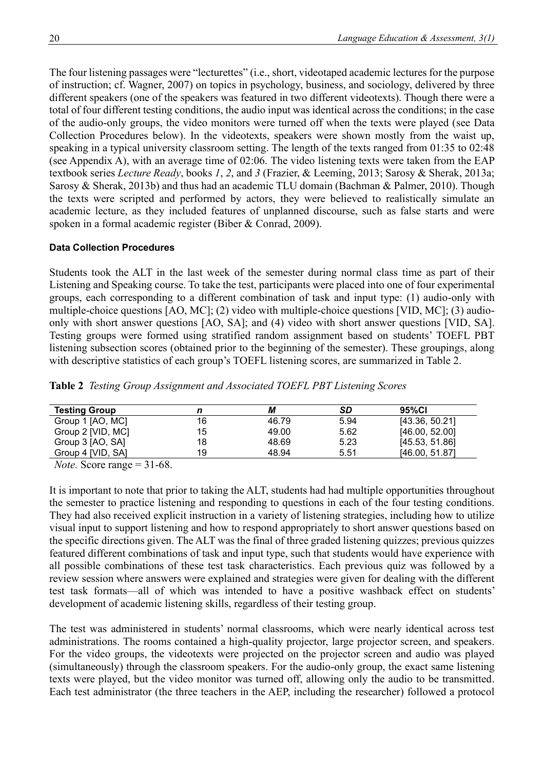The four listening passages were "lecturettes" (i.e., short, videotaped academic lectures for the purpose of instruction; cf. Wagner, 2007) on topics in psychology, business, and sociology, delivered by three different speakers (one of the speakers was featured in two different videotexts). Though there were a total of four different testing conditions, the audio input was identical across the conditions; in the case of the audio-only groups, the video monitors were turned off when the texts were played (see Data Collection Procedures below). In the videotexts, speakers were shown mostly from the waist up, speaking in a typical university classroom setting. The length of the texts ranged from 01:35 to 02:48 (see Appendix A), with an average time of 02:06. The video listening texts were taken from the EAP textbook series *Lecture Ready*, books *1*, *2*, and *3* (Frazier, & Leeming, 2013; Sarosy & Sherak, 2013a; Sarosy & Sherak, 2013b) and thus had an academic TLU domain (Bachman & Palmer, 2010). Though the texts were scripted and performed by actors, they were believed to realistically simulate an academic lecture, as they included features of unplanned discourse, such as false starts and were spoken in a formal academic register (Biber & Conrad, 2009).

#### Data Collection Procedures

Students took the ALT in the last week of the semester during normal class time as part of their Listening and Speaking course. To take the test, participants were placed into one of four experimental groups, each corresponding to a different combination of task and input type: (1) audio-only with multiple-choice questions [AO, MC]; (2) video with multiple-choice questions [VID, MC]; (3) audio-only with short answer questions [AO, SA]; and (4) video with short answer questions [VID, SA]. Testing groups were formed using stratified random assignment based on students' TOEFL PBT listening subsection scores (obtained prior to the beginning of the semester). These groupings, along with descriptive statistics of each group's TOEFL listening scores, are summarized in Table 2.

**Table 2** *Testing Group Assignment and Associated TOEFL PBT Listening Scores*

| Testing Group | *n* | *M* | *SD* | 95%CI |
|---|---|---|---|---|
| Group 1 [AO, MC] | 16 | 46.79 | 5.94 | [43.36, 50.21] |
| Group 2 [VID, MC] | 15 | 49.00 | 5.62 | [46.00, 52.00] |
| Group 3 [AO, SA] | 18 | 48.69 | 5.23 | [45.53, 51.86] |
| Group 4 [VID, SA] | 19 | 48.94 | 5.51 | [46.00, 51.87] |

*Note.* Score range = 31-68.

It is important to note that prior to taking the ALT, students had had multiple opportunities throughout the semester to practice listening and responding to questions in each of the four testing conditions. They had also received explicit instruction in a variety of listening strategies, including how to utilize visual input to support listening and how to respond appropriately to short answer questions based on the specific directions given. The ALT was the final of three graded listening quizzes; previous quizzes featured different combinations of task and input type, such that students would have experience with all possible combinations of these test task characteristics. Each previous quiz was followed by a review session where answers were explained and strategies were given for dealing with the different test task formats—all of which was intended to have a positive washback effect on students' development of academic listening skills, regardless of their testing group.

The test was administered in students' normal classrooms, which were nearly identical across test administrations. The rooms contained a high-quality projector, large projector screen, and speakers. For the video groups, the videotexts were projected on the projector screen and audio was played (simultaneously) through the classroom speakers. For the audio-only group, the exact same listening texts were played, but the video monitor was turned off, allowing only the audio to be transmitted. Each test administrator (the three teachers in the AEP, including the researcher) followed a protocol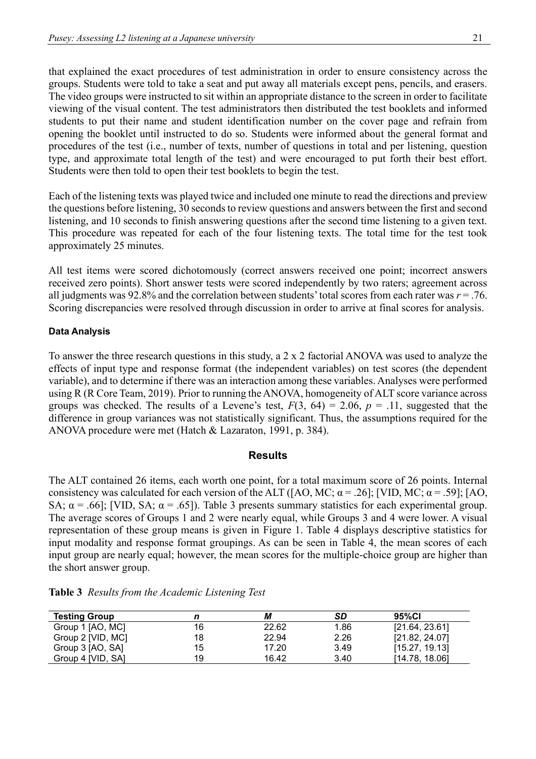that explained the exact procedures of test administration in order to ensure consistency across the groups. Students were told to take a seat and put away all materials except pens, pencils, and erasers. The video groups were instructed to sit within an appropriate distance to the screen in order to facilitate viewing of the visual content. The test administrators then distributed the test booklets and informed students to put their name and student identification number on the cover page and refrain from opening the booklet until instructed to do so. Students were informed about the general format and procedures of the test (i.e., number of texts, number of questions in total and per listening, question type, and approximate total length of the test) and were encouraged to put forth their best effort. Students were then told to open their test booklets to begin the test.

Each of the listening texts was played twice and included one minute to read the directions and preview the questions before listening, 30 seconds to review questions and answers between the first and second listening, and 10 seconds to finish answering questions after the second time listening to a given text. This procedure was repeated for each of the four listening texts. The total time for the test took approximately 25 minutes.

All test items were scored dichotomously (correct answers received one point; incorrect answers received zero points). Short answer tests were scored independently by two raters; agreement across all judgments was 92.8% and the correlation between students' total scores from each rater was $r = .76$. Scoring discrepancies were resolved through discussion in order to arrive at final scores for analysis.

#### Data Analysis

To answer the three research questions in this study, a 2 x 2 factorial ANOVA was used to analyze the effects of input type and response format (the independent variables) on test scores (the dependent variable), and to determine if there was an interaction among these variables. Analyses were performed using R (R Core Team, 2019). Prior to running the ANOVA, homogeneity of ALT score variance across groups was checked. The results of a Levene's test, $F(3, 64) = 2.06$, $p = .11$, suggested that the difference in group variances was not statistically significant. Thus, the assumptions required for the ANOVA procedure were met (Hatch & Lazaraton, 1991, p. 384).

## Results

The ALT contained 26 items, each worth one point, for a total maximum score of 26 points. Internal consistency was calculated for each version of the ALT ([AO, MC; $\alpha = .26$]; [VID, MC; $\alpha = .59$]; [AO, SA; $\alpha = .66$]; [VID, SA; $\alpha = .65$]). Table 3 presents summary statistics for each experimental group. The average scores of Groups 1 and 2 were nearly equal, while Groups 3 and 4 were lower. A visual representation of these group means is given in Figure 1. Table 4 displays descriptive statistics for input modality and response format groupings. As can be seen in Table 4, the mean scores of each input group are nearly equal; however, the mean scores for the multiple-choice group are higher than the short answer group.

**Table 3** *Results from the Academic Listening Test*

| Testing Group | *n* | *M* | *SD* | 95%CI |
|---|---|---|---|---|
| Group 1 [AO, MC] | 16 | 22.62 | 1.86 | [21.64, 23.61] |
| Group 2 [VID, MC] | 18 | 22.94 | 2.26 | [21.82, 24.07] |
| Group 3 [AO, SA] | 15 | 17.20 | 3.49 | [15.27, 19.13] |
| Group 4 [VID, SA] | 19 | 16.42 | 3.40 | [14.78, 18.06] |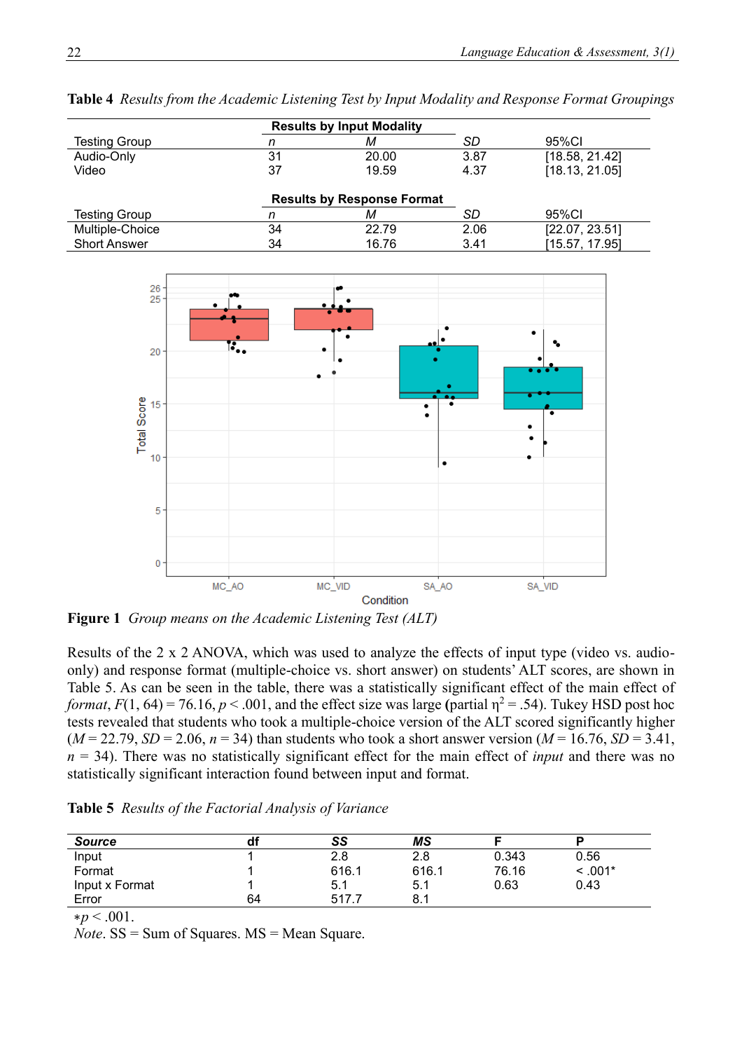**Table 4** *Results from the Academic Listening Test by Input Modality and Response Format Groupings*

| | **Results by Input Modality** | | | |
|---|---|---|---|---|
| Testing Group | *n* | *M* | *SD* | 95%CI |
| Audio-Only | 31 | 20.00 | 3.87 | [18.58, 21.42] |
| Video | 37 | 19.59 | 4.37 | [18.13, 21.05] |
| | **Results by Response Format** | | | |
| Testing Group | *n* | *M* | *SD* | 95%CI |
| Multiple-Choice | 34 | 22.79 | 2.06 | [22.07, 23.51] |
| Short Answer | 34 | 16.76 | 3.41 | [15.57, 17.95] |

**Figure 1** *Group means on the Academic Listening Test (ALT)*

Results of the 2 x 2 ANOVA, which was used to analyze the effects of input type (video vs. audio-only) and response format (multiple-choice vs. short answer) on students' ALT scores, are shown in Table 5. As can be seen in the table, there was a statistically significant effect of the main effect of *format*, $F(1, 64) = 76.16$, $p < .001$, and the effect size was large (partial $\eta^2 = .54$). Tukey HSD post hoc tests revealed that students who took a multiple-choice version of the ALT scored significantly higher ($M = 22.79$, $SD = 2.06$, $n = 34$) than students who took a short answer version ($M = 16.76$, $SD = 3.41$, $n = 34$). There was no statistically significant effect for the main effect of *input* and there was no statistically significant interaction found between input and format.

**Table 5** *Results of the Factorial Analysis of Variance*

| *Source* | df | *SS* | *MS* | F | P |
|---|---|---|---|---|---|
| Input | 1 | 2.8 | 2.8 | 0.343 | 0.56 |
| Format | 1 | 616.1 | 616.1 | 76.16 | < .001* |
| Input x Format | 1 | 5.1 | 5.1 | 0.63 | 0.43 |
| Error | 64 | 517.7 | 8.1 | | |

$*p < .001$.
*Note*. SS = Sum of Squares. MS = Mean Square.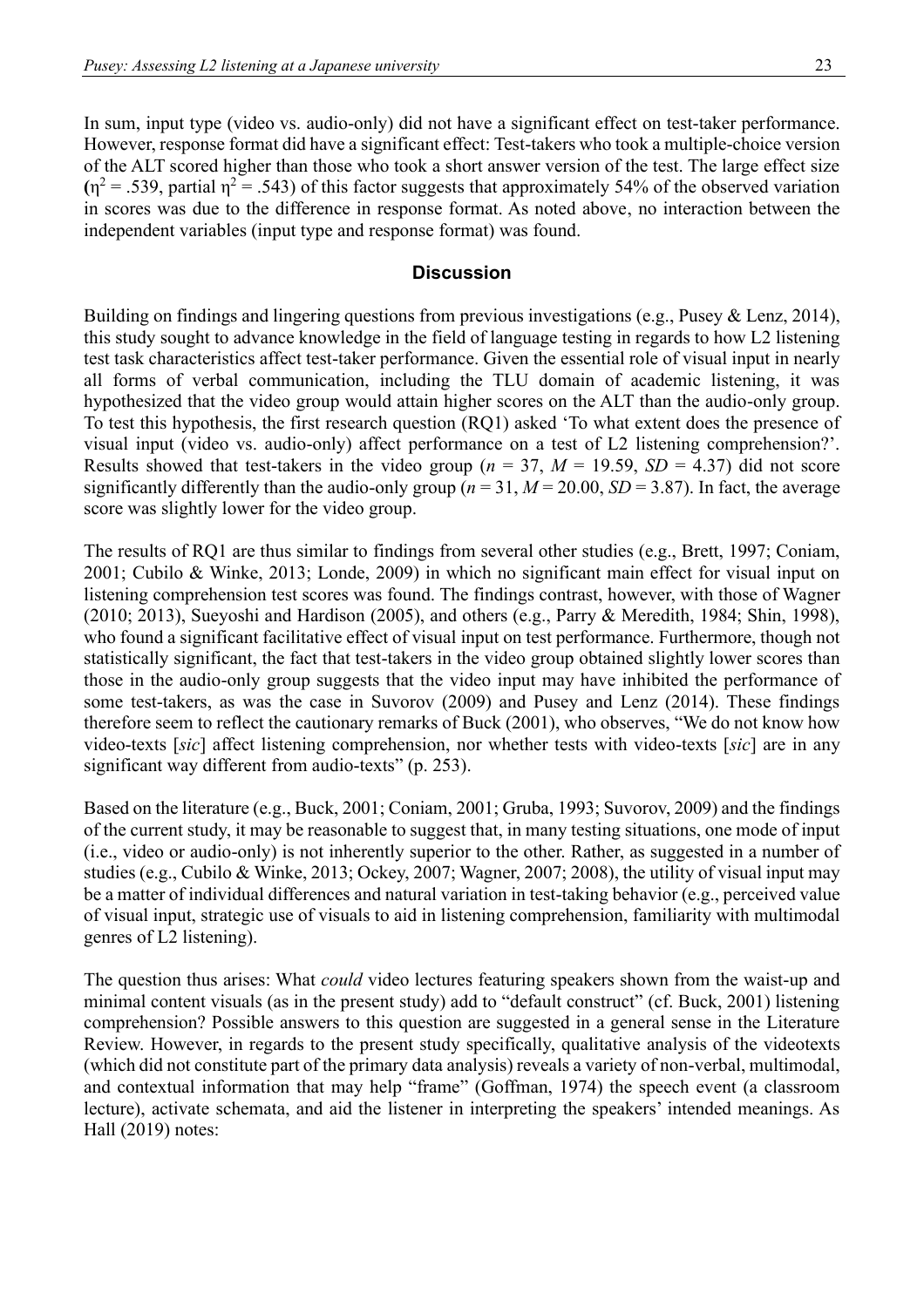In sum, input type (video vs. audio-only) did not have a significant effect on test-taker performance. However, response format did have a significant effect: Test-takers who took a multiple-choice version of the ALT scored higher than those who took a short answer version of the test. The large effect size ($\eta^2 = .539$, partial $\eta^2 = .543$) of this factor suggests that approximately 54% of the observed variation in scores was due to the difference in response format. As noted above, no interaction between the independent variables (input type and response format) was found.

## Discussion

Building on findings and lingering questions from previous investigations (e.g., Pusey & Lenz, 2014), this study sought to advance knowledge in the field of language testing in regards to how L2 listening test task characteristics affect test-taker performance. Given the essential role of visual input in nearly all forms of verbal communication, including the TLU domain of academic listening, it was hypothesized that the video group would attain higher scores on the ALT than the audio-only group. To test this hypothesis, the first research question (RQ1) asked 'To what extent does the presence of visual input (video vs. audio-only) affect performance on a test of L2 listening comprehension?'. Results showed that test-takers in the video group ($n = 37$, $M = 19.59$, $SD = 4.37$) did not score significantly differently than the audio-only group ($n = 31$, $M = 20.00$, $SD = 3.87$). In fact, the average score was slightly lower for the video group.

The results of RQ1 are thus similar to findings from several other studies (e.g., Brett, 1997; Coniam, 2001; Cubilo & Winke, 2013; Londe, 2009) in which no significant main effect for visual input on listening comprehension test scores was found. The findings contrast, however, with those of Wagner (2010; 2013), Sueyoshi and Hardison (2005), and others (e.g., Parry & Meredith, 1984; Shin, 1998), who found a significant facilitative effect of visual input on test performance. Furthermore, though not statistically significant, the fact that test-takers in the video group obtained slightly lower scores than those in the audio-only group suggests that the video input may have inhibited the performance of some test-takers, as was the case in Suvorov (2009) and Pusey and Lenz (2014). These findings therefore seem to reflect the cautionary remarks of Buck (2001), who observes, "We do not know how video-texts [*sic*] affect listening comprehension, nor whether tests with video-texts [*sic*] are in any significant way different from audio-texts" (p. 253).

Based on the literature (e.g., Buck, 2001; Coniam, 2001; Gruba, 1993; Suvorov, 2009) and the findings of the current study, it may be reasonable to suggest that, in many testing situations, one mode of input (i.e., video or audio-only) is not inherently superior to the other. Rather, as suggested in a number of studies (e.g., Cubilo & Winke, 2013; Ockey, 2007; Wagner, 2007; 2008), the utility of visual input may be a matter of individual differences and natural variation in test-taking behavior (e.g., perceived value of visual input, strategic use of visuals to aid in listening comprehension, familiarity with multimodal genres of L2 listening).

The question thus arises: What *could* video lectures featuring speakers shown from the waist-up and minimal content visuals (as in the present study) add to "default construct" (cf. Buck, 2001) listening comprehension? Possible answers to this question are suggested in a general sense in the Literature Review. However, in regards to the present study specifically, qualitative analysis of the videotexts (which did not constitute part of the primary data analysis) reveals a variety of non-verbal, multimodal, and contextual information that may help "frame" (Goffman, 1974) the speech event (a classroom lecture), activate schemata, and aid the listener in interpreting the speakers' intended meanings. As Hall (2019) notes: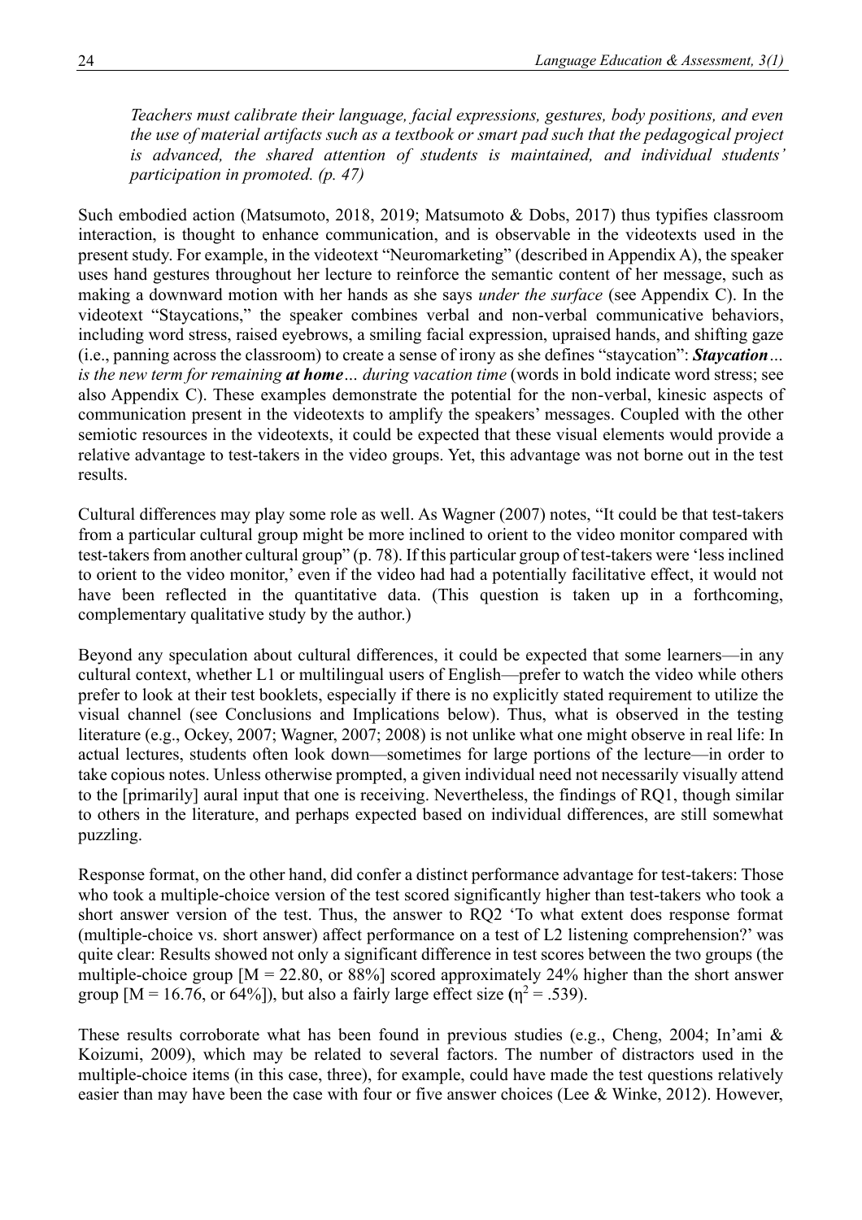*Teachers must calibrate their language, facial expressions, gestures, body positions, and even the use of material artifacts such as a textbook or smart pad such that the pedagogical project is advanced, the shared attention of students is maintained, and individual students' participation in promoted. (p. 47)*

Such embodied action (Matsumoto, 2018, 2019; Matsumoto & Dobs, 2017) thus typifies classroom interaction, is thought to enhance communication, and is observable in the videotexts used in the present study. For example, in the videotext "Neuromarketing" (described in Appendix A), the speaker uses hand gestures throughout her lecture to reinforce the semantic content of her message, such as making a downward motion with her hands as she says *under the surface* (see Appendix C). In the videotext "Staycations," the speaker combines verbal and non-verbal communicative behaviors, including word stress, raised eyebrows, a smiling facial expression, upraised hands, and shifting gaze (i.e., panning across the classroom) to create a sense of irony as she defines "staycation": ***Staycation****… is the new term for remaining* ***at home****… during vacation time* (words in bold indicate word stress; see also Appendix C). These examples demonstrate the potential for the non-verbal, kinesic aspects of communication present in the videotexts to amplify the speakers' messages. Coupled with the other semiotic resources in the videotexts, it could be expected that these visual elements would provide a relative advantage to test-takers in the video groups. Yet, this advantage was not borne out in the test results.

Cultural differences may play some role as well. As Wagner (2007) notes, "It could be that test-takers from a particular cultural group might be more inclined to orient to the video monitor compared with test-takers from another cultural group" (p. 78). If this particular group of test-takers were 'less inclined to orient to the video monitor,' even if the video had had a potentially facilitative effect, it would not have been reflected in the quantitative data. (This question is taken up in a forthcoming, complementary qualitative study by the author.)

Beyond any speculation about cultural differences, it could be expected that some learners—in any cultural context, whether L1 or multilingual users of English—prefer to watch the video while others prefer to look at their test booklets, especially if there is no explicitly stated requirement to utilize the visual channel (see Conclusions and Implications below). Thus, what is observed in the testing literature (e.g., Ockey, 2007; Wagner, 2007; 2008) is not unlike what one might observe in real life: In actual lectures, students often look down—sometimes for large portions of the lecture—in order to take copious notes. Unless otherwise prompted, a given individual need not necessarily visually attend to the [primarily] aural input that one is receiving. Nevertheless, the findings of RQ1, though similar to others in the literature, and perhaps expected based on individual differences, are still somewhat puzzling.

Response format, on the other hand, did confer a distinct performance advantage for test-takers: Those who took a multiple-choice version of the test scored significantly higher than test-takers who took a short answer version of the test. Thus, the answer to RQ2 'To what extent does response format (multiple-choice vs. short answer) affect performance on a test of L2 listening comprehension?' was quite clear: Results showed not only a significant difference in test scores between the two groups (the multiple-choice group [$M = 22.80$, or 88%] scored approximately 24% higher than the short answer group [$M = 16.76$, or 64%]), but also a fairly large effect size ($\eta^2 = .539$).

These results corroborate what has been found in previous studies (e.g., Cheng, 2004; In'ami & Koizumi, 2009), which may be related to several factors. The number of distractors used in the multiple-choice items (in this case, three), for example, could have made the test questions relatively easier than may have been the case with four or five answer choices (Lee & Winke, 2012). However,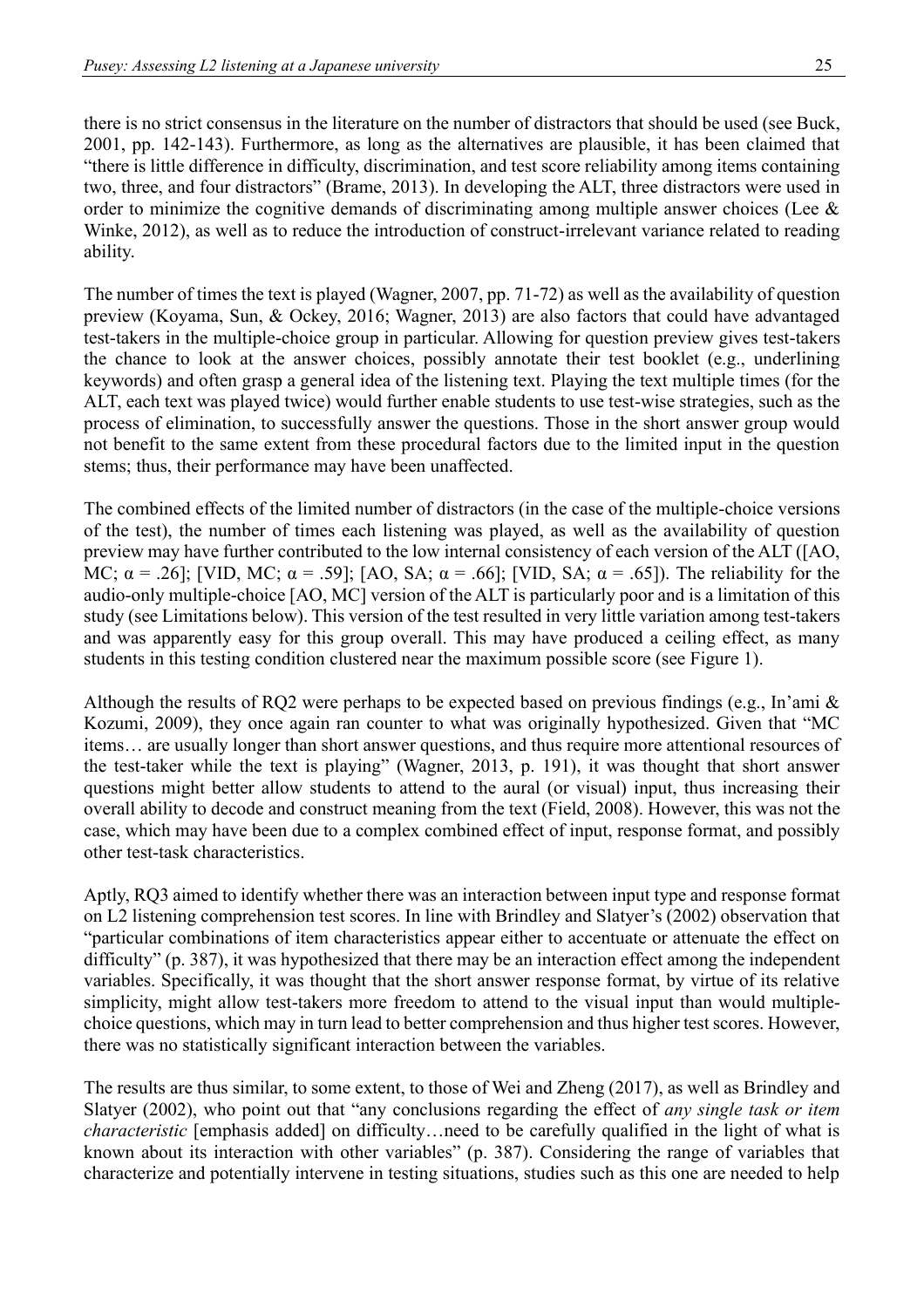there is no strict consensus in the literature on the number of distractors that should be used (see Buck, 2001, pp. 142-143). Furthermore, as long as the alternatives are plausible, it has been claimed that "there is little difference in difficulty, discrimination, and test score reliability among items containing two, three, and four distractors" (Brame, 2013). In developing the ALT, three distractors were used in order to minimize the cognitive demands of discriminating among multiple answer choices (Lee & Winke, 2012), as well as to reduce the introduction of construct-irrelevant variance related to reading ability.

The number of times the text is played (Wagner, 2007, pp. 71-72) as well as the availability of question preview (Koyama, Sun, & Ockey, 2016; Wagner, 2013) are also factors that could have advantaged test-takers in the multiple-choice group in particular. Allowing for question preview gives test-takers the chance to look at the answer choices, possibly annotate their test booklet (e.g., underlining keywords) and often grasp a general idea of the listening text. Playing the text multiple times (for the ALT, each text was played twice) would further enable students to use test-wise strategies, such as the process of elimination, to successfully answer the questions. Those in the short answer group would not benefit to the same extent from these procedural factors due to the limited input in the question stems; thus, their performance may have been unaffected.

The combined effects of the limited number of distractors (in the case of the multiple-choice versions of the test), the number of times each listening was played, as well as the availability of question preview may have further contributed to the low internal consistency of each version of the ALT ([AO, MC; $\alpha = .26$]; [VID, MC; $\alpha = .59$]; [AO, SA; $\alpha = .66$]; [VID, SA; $\alpha = .65$]). The reliability for the audio-only multiple-choice [AO, MC] version of the ALT is particularly poor and is a limitation of this study (see Limitations below). This version of the test resulted in very little variation among test-takers and was apparently easy for this group overall. This may have produced a ceiling effect, as many students in this testing condition clustered near the maximum possible score (see Figure 1).

Although the results of RQ2 were perhaps to be expected based on previous findings (e.g., In'ami & Kozumi, 2009), they once again ran counter to what was originally hypothesized. Given that "MC items… are usually longer than short answer questions, and thus require more attentional resources of the test-taker while the text is playing" (Wagner, 2013, p. 191), it was thought that short answer questions might better allow students to attend to the aural (or visual) input, thus increasing their overall ability to decode and construct meaning from the text (Field, 2008). However, this was not the case, which may have been due to a complex combined effect of input, response format, and possibly other test-task characteristics.

Aptly, RQ3 aimed to identify whether there was an interaction between input type and response format on L2 listening comprehension test scores. In line with Brindley and Slatyer's (2002) observation that "particular combinations of item characteristics appear either to accentuate or attenuate the effect on difficulty" (p. 387), it was hypothesized that there may be an interaction effect among the independent variables. Specifically, it was thought that the short answer response format, by virtue of its relative simplicity, might allow test-takers more freedom to attend to the visual input than would multiple-choice questions, which may in turn lead to better comprehension and thus higher test scores. However, there was no statistically significant interaction between the variables.

The results are thus similar, to some extent, to those of Wei and Zheng (2017), as well as Brindley and Slatyer (2002), who point out that "any conclusions regarding the effect of *any single task or item characteristic* [emphasis added] on difficulty…need to be carefully qualified in the light of what is known about its interaction with other variables" (p. 387). Considering the range of variables that characterize and potentially intervene in testing situations, studies such as this one are needed to help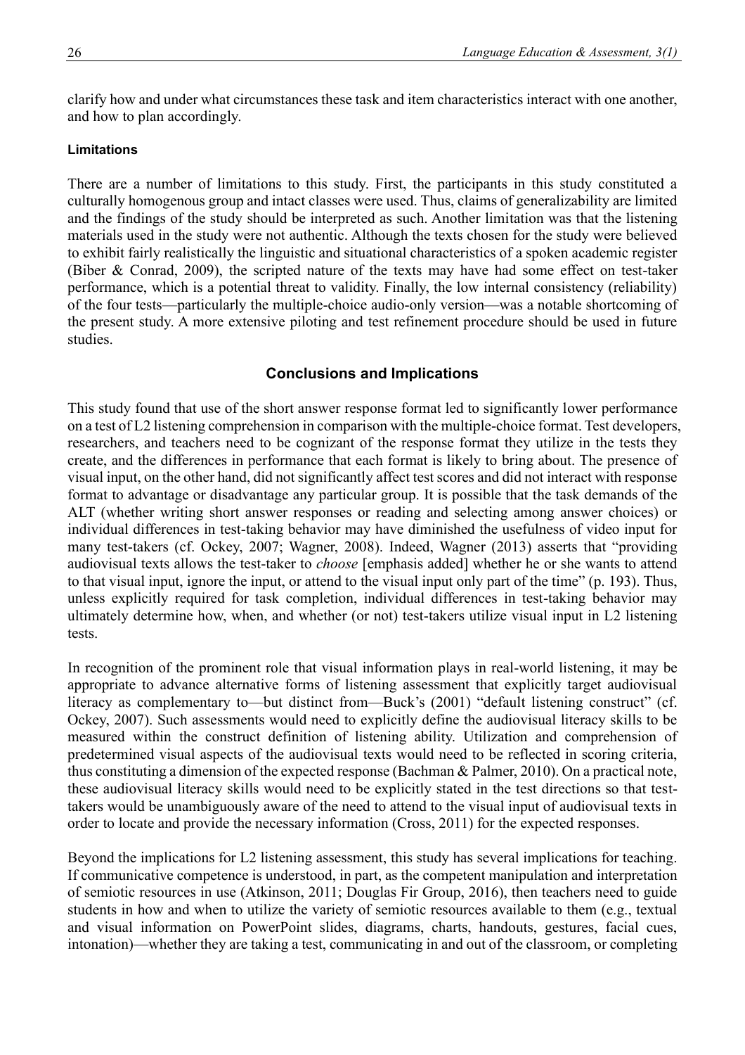clarify how and under what circumstances these task and item characteristics interact with one another, and how to plan accordingly.

### Limitations

There are a number of limitations to this study. First, the participants in this study constituted a culturally homogenous group and intact classes were used. Thus, claims of generalizability are limited and the findings of the study should be interpreted as such. Another limitation was that the listening materials used in the study were not authentic. Although the texts chosen for the study were believed to exhibit fairly realistically the linguistic and situational characteristics of a spoken academic register (Biber & Conrad, 2009), the scripted nature of the texts may have had some effect on test-taker performance, which is a potential threat to validity. Finally, the low internal consistency (reliability) of the four tests—particularly the multiple-choice audio-only version—was a notable shortcoming of the present study. A more extensive piloting and test refinement procedure should be used in future studies.

## Conclusions and Implications

This study found that use of the short answer response format led to significantly lower performance on a test of L2 listening comprehension in comparison with the multiple-choice format. Test developers, researchers, and teachers need to be cognizant of the response format they utilize in the tests they create, and the differences in performance that each format is likely to bring about. The presence of visual input, on the other hand, did not significantly affect test scores and did not interact with response format to advantage or disadvantage any particular group. It is possible that the task demands of the ALT (whether writing short answer responses or reading and selecting among answer choices) or individual differences in test-taking behavior may have diminished the usefulness of video input for many test-takers (cf. Ockey, 2007; Wagner, 2008). Indeed, Wagner (2013) asserts that "providing audiovisual texts allows the test-taker to *choose* [emphasis added] whether he or she wants to attend to that visual input, ignore the input, or attend to the visual input only part of the time" (p. 193). Thus, unless explicitly required for task completion, individual differences in test-taking behavior may ultimately determine how, when, and whether (or not) test-takers utilize visual input in L2 listening tests.

In recognition of the prominent role that visual information plays in real-world listening, it may be appropriate to advance alternative forms of listening assessment that explicitly target audiovisual literacy as complementary to—but distinct from—Buck's (2001) "default listening construct" (cf. Ockey, 2007). Such assessments would need to explicitly define the audiovisual literacy skills to be measured within the construct definition of listening ability. Utilization and comprehension of predetermined visual aspects of the audiovisual texts would need to be reflected in scoring criteria, thus constituting a dimension of the expected response (Bachman & Palmer, 2010). On a practical note, these audiovisual literacy skills would need to be explicitly stated in the test directions so that test-takers would be unambiguously aware of the need to attend to the visual input of audiovisual texts in order to locate and provide the necessary information (Cross, 2011) for the expected responses.

Beyond the implications for L2 listening assessment, this study has several implications for teaching. If communicative competence is understood, in part, as the competent manipulation and interpretation of semiotic resources in use (Atkinson, 2011; Douglas Fir Group, 2016), then teachers need to guide students in how and when to utilize the variety of semiotic resources available to them (e.g., textual and visual information on PowerPoint slides, diagrams, charts, handouts, gestures, facial cues, intonation)—whether they are taking a test, communicating in and out of the classroom, or completing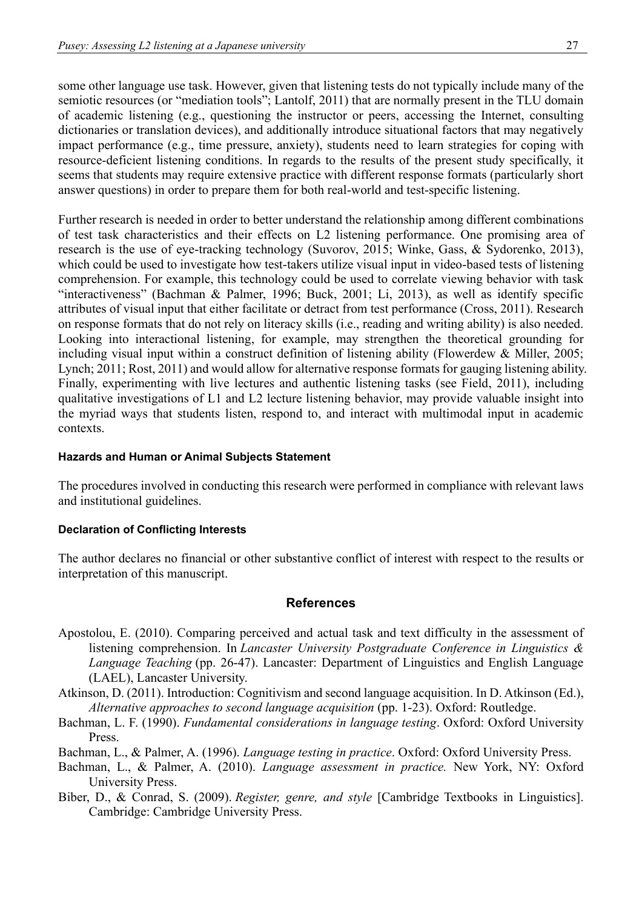some other language use task. However, given that listening tests do not typically include many of the semiotic resources (or "mediation tools"; Lantolf, 2011) that are normally present in the TLU domain of academic listening (e.g., questioning the instructor or peers, accessing the Internet, consulting dictionaries or translation devices), and additionally introduce situational factors that may negatively impact performance (e.g., time pressure, anxiety), students need to learn strategies for coping with resource-deficient listening conditions. In regards to the results of the present study specifically, it seems that students may require extensive practice with different response formats (particularly short answer questions) in order to prepare them for both real-world and test-specific listening.

Further research is needed in order to better understand the relationship among different combinations of test task characteristics and their effects on L2 listening performance. One promising area of research is the use of eye-tracking technology (Suvorov, 2015; Winke, Gass, & Sydorenko, 2013), which could be used to investigate how test-takers utilize visual input in video-based tests of listening comprehension. For example, this technology could be used to correlate viewing behavior with task "interactiveness" (Bachman & Palmer, 1996; Buck, 2001; Li, 2013), as well as identify specific attributes of visual input that either facilitate or detract from test performance (Cross, 2011). Research on response formats that do not rely on literacy skills (i.e., reading and writing ability) is also needed. Looking into interactional listening, for example, may strengthen the theoretical grounding for including visual input within a construct definition of listening ability (Flowerdew & Miller, 2005; Lynch; 2011; Rost, 2011) and would allow for alternative response formats for gauging listening ability. Finally, experimenting with live lectures and authentic listening tasks (see Field, 2011), including qualitative investigations of L1 and L2 lecture listening behavior, may provide valuable insight into the myriad ways that students listen, respond to, and interact with multimodal input in academic contexts.

#### Hazards and Human or Animal Subjects Statement

The procedures involved in conducting this research were performed in compliance with relevant laws and institutional guidelines.

#### Declaration of Conflicting Interests

The author declares no financial or other substantive conflict of interest with respect to the results or interpretation of this manuscript.

## References

Apostolou, E. (2010). Comparing perceived and actual task and text difficulty in the assessment of listening comprehension. In *Lancaster University Postgraduate Conference in Linguistics & Language Teaching* (pp. 26-47). Lancaster: Department of Linguistics and English Language (LAEL), Lancaster University.

Atkinson, D. (2011). Introduction: Cognitivism and second language acquisition. In D. Atkinson (Ed.), *Alternative approaches to second language acquisition* (pp. 1-23). Oxford: Routledge.

Bachman, L. F. (1990). *Fundamental considerations in language testing*. Oxford: Oxford University Press.

Bachman, L., & Palmer, A. (1996). *Language testing in practice*. Oxford: Oxford University Press.

Bachman, L., & Palmer, A. (2010). *Language assessment in practice.* New York, NY: Oxford University Press.

Biber, D., & Conrad, S. (2009). *Register, genre, and style* [Cambridge Textbooks in Linguistics]. Cambridge: Cambridge University Press.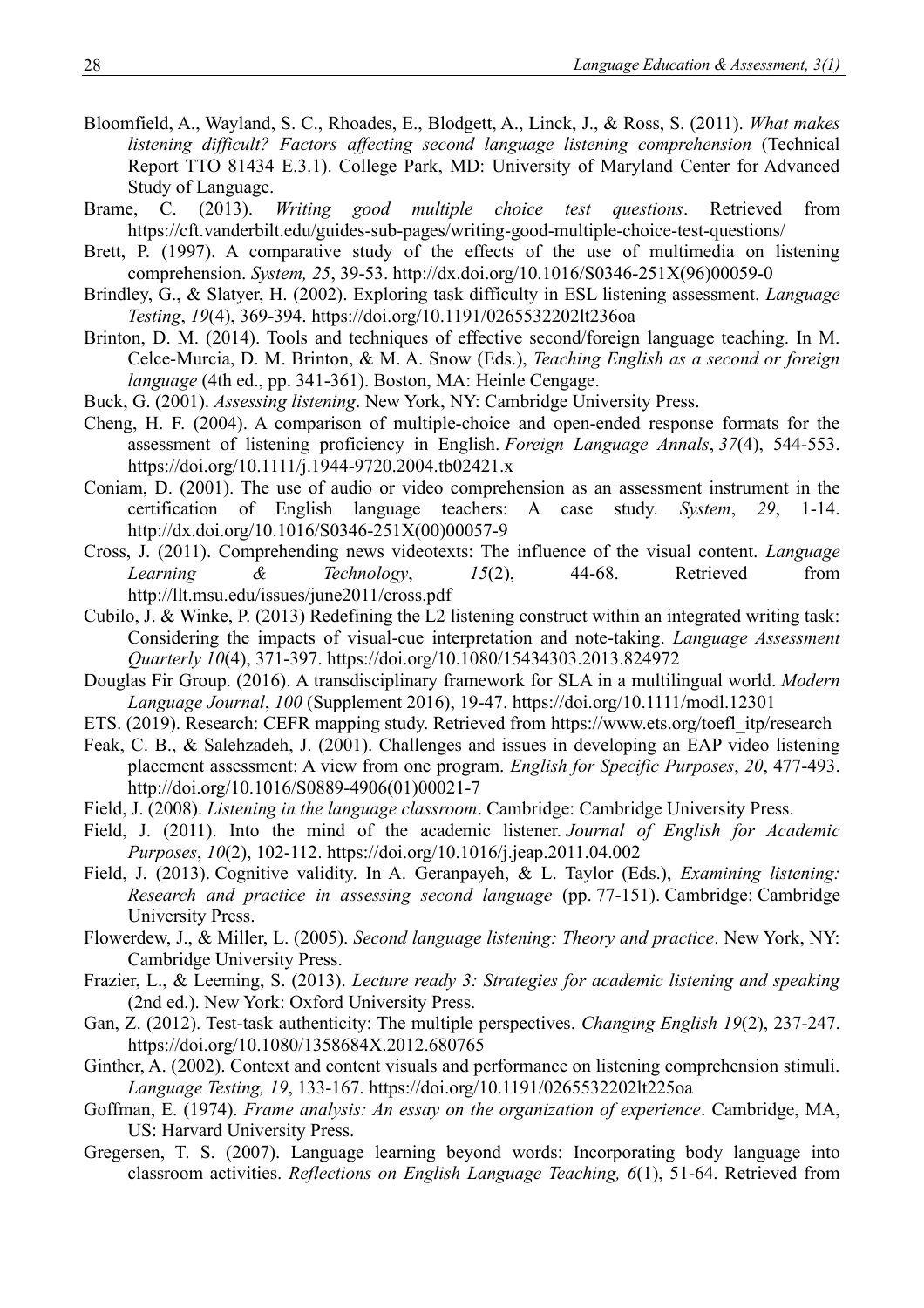Bloomfield, A., Wayland, S. C., Rhoades, E., Blodgett, A., Linck, J., & Ross, S. (2011). *What makes listening difficult? Factors affecting second language listening comprehension* (Technical Report TTO 81434 E.3.1). College Park, MD: University of Maryland Center for Advanced Study of Language.

Brame, C. (2013). *Writing good multiple choice test questions*. Retrieved from https://cft.vanderbilt.edu/guides-sub-pages/writing-good-multiple-choice-test-questions/

Brett, P. (1997). A comparative study of the effects of the use of multimedia on listening comprehension. *System, 25*, 39-53. http://dx.doi.org/10.1016/S0346-251X(96)00059-0

Brindley, G., & Slatyer, H. (2002). Exploring task difficulty in ESL listening assessment. *Language Testing*, *19*(4), 369-394. https://doi.org/10.1191/0265532202lt236oa

Brinton, D. M. (2014). Tools and techniques of effective second/foreign language teaching. In M. Celce-Murcia, D. M. Brinton, & M. A. Snow (Eds.), *Teaching English as a second or foreign language* (4th ed., pp. 341-361). Boston, MA: Heinle Cengage.

Buck, G. (2001). *Assessing listening*. New York, NY: Cambridge University Press.

Cheng, H. F. (2004). A comparison of multiple-choice and open-ended response formats for the assessment of listening proficiency in English. *Foreign Language Annals*, *37*(4), 544-553. https://doi.org/10.1111/j.1944-9720.2004.tb02421.x

Coniam, D. (2001). The use of audio or video comprehension as an assessment instrument in the certification of English language teachers: A case study. *System*, *29*, 1-14. http://dx.doi.org/10.1016/S0346-251X(00)00057-9

Cross, J. (2011). Comprehending news videotexts: The influence of the visual content. *Language Learning & Technology*, *15*(2), 44-68. Retrieved from http://llt.msu.edu/issues/june2011/cross.pdf

Cubilo, J. & Winke, P. (2013) Redefining the L2 listening construct within an integrated writing task: Considering the impacts of visual-cue interpretation and note-taking. *Language Assessment Quarterly 10*(4), 371-397. https://doi.org/10.1080/15434303.2013.824972

Douglas Fir Group. (2016). A transdisciplinary framework for SLA in a multilingual world. *Modern Language Journal*, *100* (Supplement 2016), 19-47. https://doi.org/10.1111/modl.12301

ETS. (2019). Research: CEFR mapping study. Retrieved from https://www.ets.org/toefl_itp/research

Feak, C. B., & Salehzadeh, J. (2001). Challenges and issues in developing an EAP video listening placement assessment: A view from one program. *English for Specific Purposes*, *20*, 477-493. http://doi.org/10.1016/S0889-4906(01)00021-7

Field, J. (2008). *Listening in the language classroom*. Cambridge: Cambridge University Press.

Field, J. (2011). Into the mind of the academic listener. *Journal of English for Academic Purposes*, *10*(2), 102-112. https://doi.org/10.1016/j.jeap.2011.04.002

Field, J. (2013). Cognitive validity. In A. Geranpayeh, & L. Taylor (Eds.), *Examining listening: Research and practice in assessing second language* (pp. 77-151). Cambridge: Cambridge University Press.

Flowerdew, J., & Miller, L. (2005). *Second language listening: Theory and practice*. New York, NY: Cambridge University Press.

Frazier, L., & Leeming, S. (2013). *Lecture ready 3: Strategies for academic listening and speaking* (2nd ed.). New York: Oxford University Press.

Gan, Z. (2012). Test-task authenticity: The multiple perspectives. *Changing English 19*(2), 237-247. https://doi.org/10.1080/1358684X.2012.680765

Ginther, A. (2002). Context and content visuals and performance on listening comprehension stimuli. *Language Testing, 19*, 133-167. https://doi.org/10.1191/0265532202lt225oa

Goffman, E. (1974). *Frame analysis: An essay on the organization of experience*. Cambridge, MA, US: Harvard University Press.

Gregersen, T. S. (2007). Language learning beyond words: Incorporating body language into classroom activities. *Reflections on English Language Teaching, 6*(1), 51-64. Retrieved from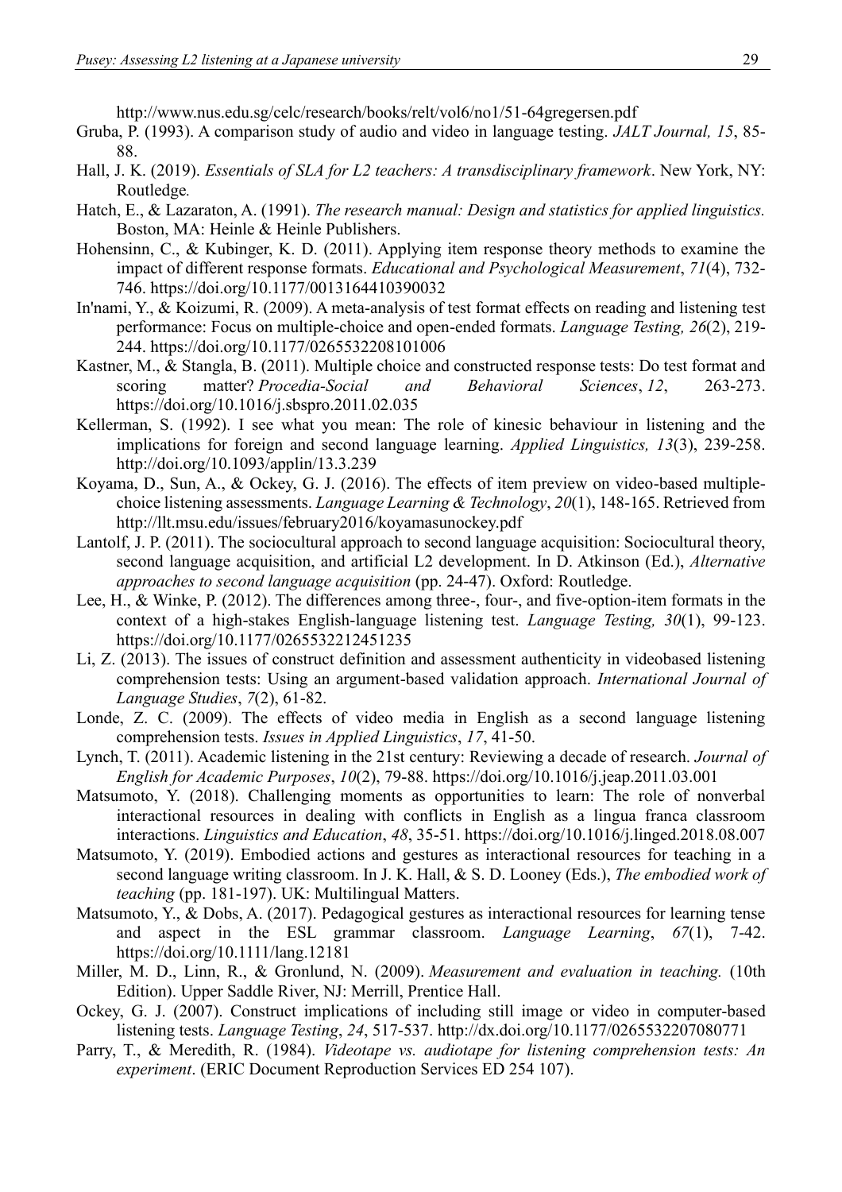http://www.nus.edu.sg/celc/research/books/relt/vol6/no1/51-64gregersen.pdf

Gruba, P. (1993). A comparison study of audio and video in language testing. *JALT Journal, 15*, 85-88.

Hall, J. K. (2019). *Essentials of SLA for L2 teachers: A transdisciplinary framework*. New York, NY: Routledge.

Hatch, E., & Lazaraton, A. (1991). *The research manual: Design and statistics for applied linguistics.* Boston, MA: Heinle & Heinle Publishers.

Hohensinn, C., & Kubinger, K. D. (2011). Applying item response theory methods to examine the impact of different response formats. *Educational and Psychological Measurement*, *71*(4), 732-746. https://doi.org/10.1177/0013164410390032

In'nami, Y., & Koizumi, R. (2009). A meta-analysis of test format effects on reading and listening test performance: Focus on multiple-choice and open-ended formats. *Language Testing, 26*(2), 219-244. https://doi.org/10.1177/0265532208101006

Kastner, M., & Stangla, B. (2011). Multiple choice and constructed response tests: Do test format and scoring matter? *Procedia-Social and Behavioral Sciences*, *12*, 263-273. https://doi.org/10.1016/j.sbspro.2011.02.035

Kellerman, S. (1992). I see what you mean: The role of kinesic behaviour in listening and the implications for foreign and second language learning. *Applied Linguistics, 13*(3), 239-258. http://doi.org/10.1093/applin/13.3.239

Koyama, D., Sun, A., & Ockey, G. J. (2016). The effects of item preview on video-based multiple-choice listening assessments. *Language Learning & Technology*, *20*(1), 148-165. Retrieved from http://llt.msu.edu/issues/february2016/koyamasunockey.pdf

Lantolf, J. P. (2011). The sociocultural approach to second language acquisition: Sociocultural theory, second language acquisition, and artificial L2 development. In D. Atkinson (Ed.), *Alternative approaches to second language acquisition* (pp. 24-47). Oxford: Routledge.

Lee, H., & Winke, P. (2012). The differences among three-, four-, and five-option-item formats in the context of a high-stakes English-language listening test. *Language Testing, 30*(1), 99-123. https://doi.org/10.1177/0265532212451235

Li, Z. (2013). The issues of construct definition and assessment authenticity in videobased listening comprehension tests: Using an argument-based validation approach. *International Journal of Language Studies*, *7*(2), 61-82.

Londe, Z. C. (2009). The effects of video media in English as a second language listening comprehension tests. *Issues in Applied Linguistics*, *17*, 41-50.

Lynch, T. (2011). Academic listening in the 21st century: Reviewing a decade of research. *Journal of English for Academic Purposes*, *10*(2), 79-88. https://doi.org/10.1016/j.jeap.2011.03.001

Matsumoto, Y. (2018). Challenging moments as opportunities to learn: The role of nonverbal interactional resources in dealing with conflicts in English as a lingua franca classroom interactions. *Linguistics and Education*, *48*, 35-51. https://doi.org/10.1016/j.linged.2018.08.007

Matsumoto, Y. (2019). Embodied actions and gestures as interactional resources for teaching in a second language writing classroom. In J. K. Hall, & S. D. Looney (Eds.), *The embodied work of teaching* (pp. 181-197). UK: Multilingual Matters.

Matsumoto, Y., & Dobs, A. (2017). Pedagogical gestures as interactional resources for learning tense and aspect in the ESL grammar classroom. *Language Learning*, *67*(1), 7-42. https://doi.org/10.1111/lang.12181

Miller, M. D., Linn, R., & Gronlund, N. (2009). *Measurement and evaluation in teaching.* (10th Edition). Upper Saddle River, NJ: Merrill, Prentice Hall.

Ockey, G. J. (2007). Construct implications of including still image or video in computer-based listening tests. *Language Testing*, *24*, 517-537. http://dx.doi.org/10.1177/0265532207080771

Parry, T., & Meredith, R. (1984). *Videotape vs. audiotape for listening comprehension tests: An experiment*. (ERIC Document Reproduction Services ED 254 107).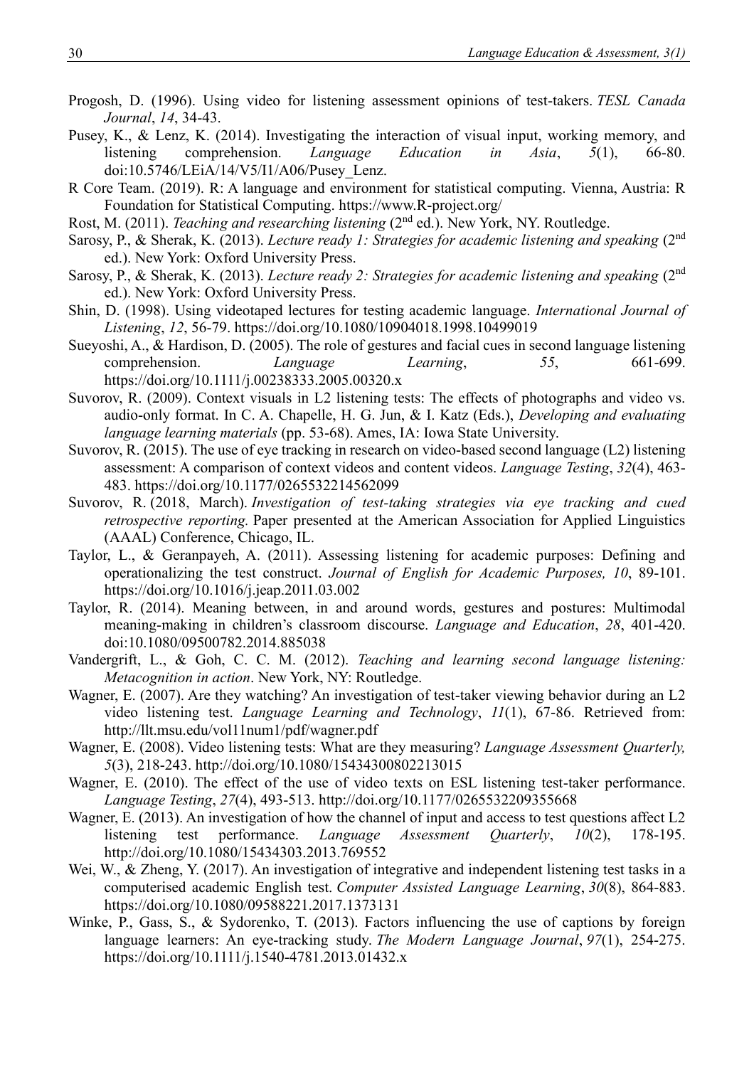Progosh, D. (1996). Using video for listening assessment opinions of test-takers. *TESL Canada Journal*, *14*, 34-43.

Pusey, K., & Lenz, K. (2014). Investigating the interaction of visual input, working memory, and listening comprehension. *Language Education in Asia*, *5*(1), 66-80. doi:10.5746/LEiA/14/V5/I1/A06/Pusey_Lenz.

R Core Team. (2019). R: A language and environment for statistical computing. Vienna, Austria: R Foundation for Statistical Computing. https://www.R-project.org/

Rost, M. (2011). *Teaching and researching listening* (2nd ed.). New York, NY. Routledge.

Sarosy, P., & Sherak, K. (2013). *Lecture ready 1: Strategies for academic listening and speaking* (2nd ed.). New York: Oxford University Press.

Sarosy, P., & Sherak, K. (2013). *Lecture ready 2: Strategies for academic listening and speaking* (2nd ed.). New York: Oxford University Press.

Shin, D. (1998). Using videotaped lectures for testing academic language. *International Journal of Listening*, *12*, 56-79. https://doi.org/10.1080/10904018.1998.10499019

Sueyoshi, A., & Hardison, D. (2005). The role of gestures and facial cues in second language listening comprehension. *Language Learning*, *55*, 661-699. https://doi.org/10.1111/j.00238333.2005.00320.x

Suvorov, R. (2009). Context visuals in L2 listening tests: The effects of photographs and video vs. audio-only format. In C. A. Chapelle, H. G. Jun, & I. Katz (Eds.), *Developing and evaluating language learning materials* (pp. 53-68). Ames, IA: Iowa State University.

Suvorov, R. (2015). The use of eye tracking in research on video-based second language (L2) listening assessment: A comparison of context videos and content videos. *Language Testing*, *32*(4), 463-483. https://doi.org/10.1177/0265532214562099

Suvorov, R. (2018, March). *Investigation of test-taking strategies via eye tracking and cued retrospective reporting.* Paper presented at the American Association for Applied Linguistics (AAAL) Conference, Chicago, IL.

Taylor, L., & Geranpayeh, A. (2011). Assessing listening for academic purposes: Defining and operationalizing the test construct. *Journal of English for Academic Purposes, 10*, 89-101. https://doi.org/10.1016/j.jeap.2011.03.002

Taylor, R. (2014). Meaning between, in and around words, gestures and postures: Multimodal meaning-making in children's classroom discourse. *Language and Education*, *28*, 401-420. doi:10.1080/09500782.2014.885038

Vandergrift, L., & Goh, C. C. M. (2012). *Teaching and learning second language listening: Metacognition in action*. New York, NY: Routledge.

Wagner, E. (2007). Are they watching? An investigation of test-taker viewing behavior during an L2 video listening test. *Language Learning and Technology*, *11*(1), 67-86. Retrieved from: http://llt.msu.edu/vol11num1/pdf/wagner.pdf

Wagner, E. (2008). Video listening tests: What are they measuring? *Language Assessment Quarterly, 5*(3), 218-243. http://doi.org/10.1080/15434300802213015

Wagner, E. (2010). The effect of the use of video texts on ESL listening test-taker performance. *Language Testing*, *27*(4), 493-513. http://doi.org/10.1177/0265532209355668

Wagner, E. (2013). An investigation of how the channel of input and access to test questions affect L2 listening test performance. *Language Assessment Quarterly*, *10*(2), 178-195. http://doi.org/10.1080/15434303.2013.769552

Wei, W., & Zheng, Y. (2017). An investigation of integrative and independent listening test tasks in a computerised academic English test. *Computer Assisted Language Learning*, *30*(8), 864-883. https://doi.org/10.1080/09588221.2017.1373131

Winke, P., Gass, S., & Sydorenko, T. (2013). Factors influencing the use of captions by foreign language learners: An eye-tracking study. *The Modern Language Journal*, *97*(1), 254-275. https://doi.org/10.1111/j.1540-4781.2013.01432.x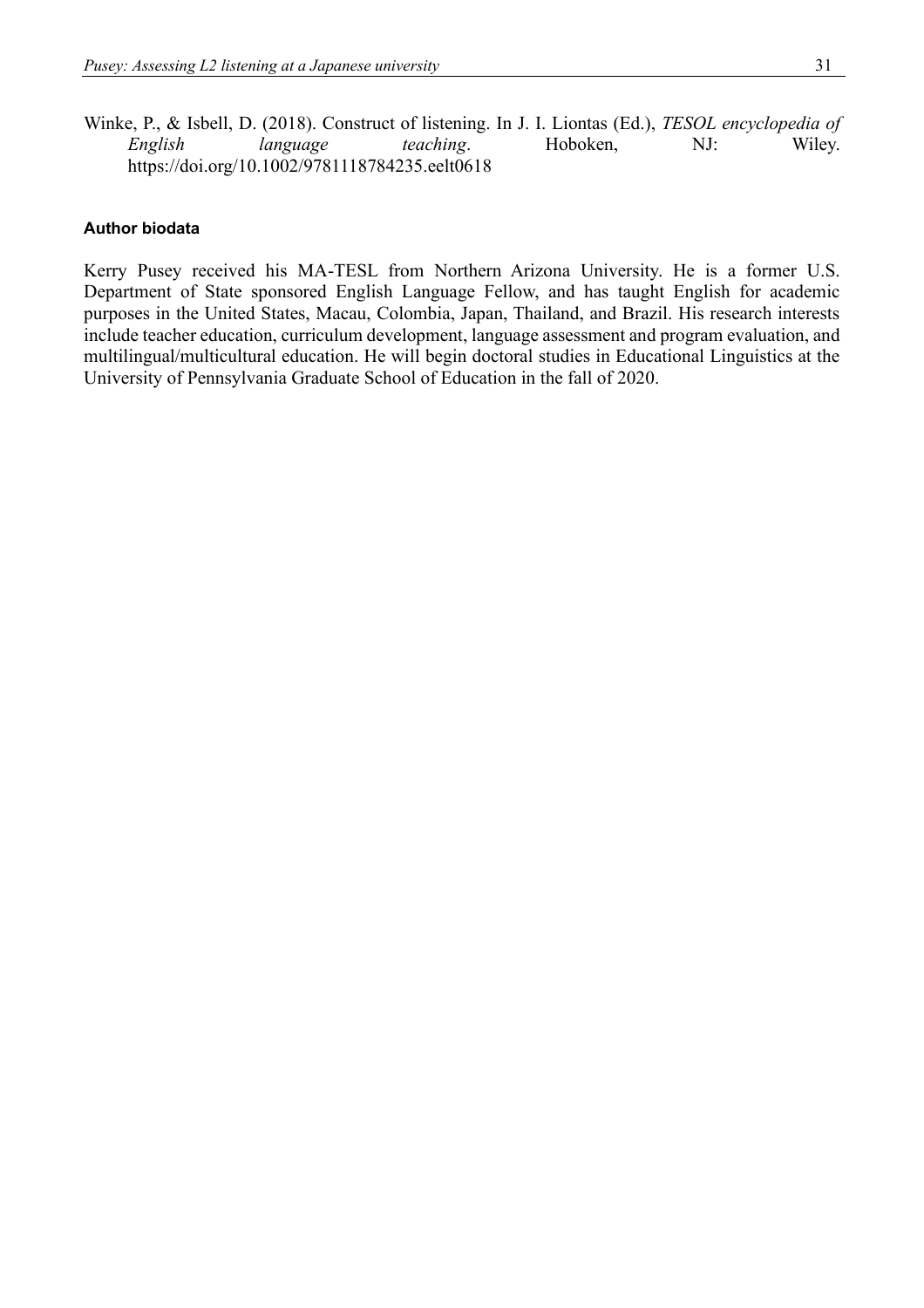Winke, P., & Isbell, D. (2018). Construct of listening. In J. I. Liontas (Ed.), *TESOL encyclopedia of English language teaching*. Hoboken, NJ: Wiley. https://doi.org/10.1002/9781118784235.eelt0618

### Author biodata

Kerry Pusey received his MA-TESL from Northern Arizona University. He is a former U.S. Department of State sponsored English Language Fellow, and has taught English for academic purposes in the United States, Macau, Colombia, Japan, Thailand, and Brazil. His research interests include teacher education, curriculum development, language assessment and program evaluation, and multilingual/multicultural education. He will begin doctoral studies in Educational Linguistics at the University of Pennsylvania Graduate School of Education in the fall of 2020.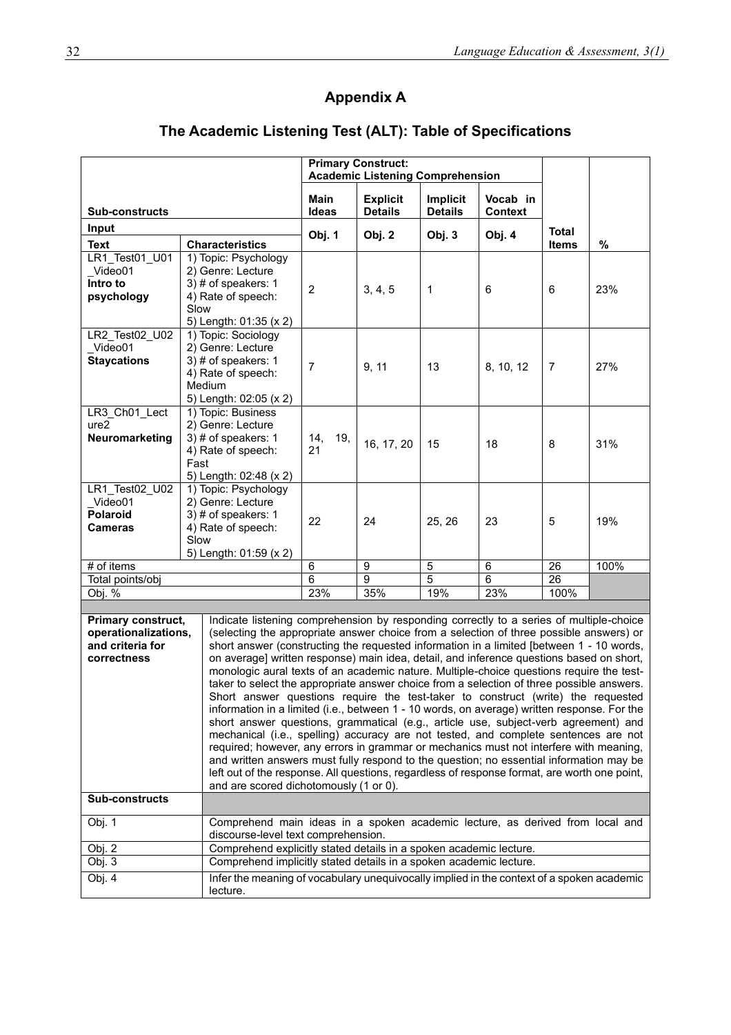## Appendix A

## The Academic Listening Test (ALT): Table of Specifications

| Sub-constructs | | Primary Construct: Academic Listening Comprehension Main Ideas | Explicit Details | Implicit Details | Vocab in Context | | |
|---|---|---|---|---|---|---|---|
| **Input** | | **Obj. 1** | **Obj. 2** | **Obj. 3** | **Obj. 4** | **Total Items** | **%** |
| **Text** | **Characteristics** | | | | | | |
| LR1_Test01_U01_Video01 **Intro to psychology** | 1) Topic: Psychology 2) Genre: Lecture 3) # of speakers: 1 4) Rate of speech: Slow 5) Length: 01:35 (x 2) | 2 | 3, 4, 5 | 1 | 6 | 6 | 23% |
| LR2_Test02_U02_Video01 **Staycations** | 1) Topic: Sociology 2) Genre: Lecture 3) # of speakers: 1 4) Rate of speech: Medium 5) Length: 02:05 (x 2) | 7 | 9, 11 | 13 | 8, 10, 12 | 7 | 27% |
| LR3_Ch01_Lecture2 **Neuromarketing** | 1) Topic: Business 2) Genre: Lecture 3) # of speakers: 1 4) Rate of speech: Fast 5) Length: 02:48 (x 2) | 14, 19, 21 | 16, 17, 20 | 15 | 18 | 8 | 31% |
| LR1_Test02_U02_Video01 **Polaroid Cameras** | 1) Topic: Psychology 2) Genre: Lecture 3) # of speakers: 1 4) Rate of speech: Slow 5) Length: 01:59 (x 2) | 22 | 24 | 25, 26 | 23 | 5 | 19% |
| # of items | | 6 | 9 | 5 | 6 | 26 | 100% |
| Total points/obj | | 6 | 9 | 5 | 6 | 26 | |
| Obj. % | | 23% | 35% | 19% | 23% | 100% | |

| | |
|---|---|
| **Primary construct, operationalizations, and criteria for correctness** | Indicate listening comprehension by responding correctly to a series of multiple-choice (selecting the appropriate answer choice from a selection of three possible answers) or short answer (constructing the requested information in a limited [between 1 - 10 words, on average] written response) main idea, detail, and inference questions based on short, monologic aural texts of an academic nature. Multiple-choice questions require the test-taker to select the appropriate answer choice from a selection of three possible answers. Short answer questions require the test-taker to construct (write) the requested information in a limited (i.e., between 1 - 10 words, on average) written response. For the short answer questions, grammatical (e.g., article use, subject-verb agreement) and mechanical (i.e., spelling) accuracy are not tested, and complete sentences are not required; however, any errors in grammar or mechanics must not interfere with meaning, and written answers must fully respond to the question; no essential information may be left out of the response. All questions, regardless of response format, are worth one point, and are scored dichotomously (1 or 0). |
| **Sub-constructs** | |
| Obj. 1 | Comprehend main ideas in a spoken academic lecture, as derived from local and discourse-level text comprehension. |
| Obj. 2 | Comprehend explicitly stated details in a spoken academic lecture. |
| Obj. 3 | Comprehend implicitly stated details in a spoken academic lecture. |
| Obj. 4 | Infer the meaning of vocabulary unequivocally implied in the context of a spoken academic lecture. |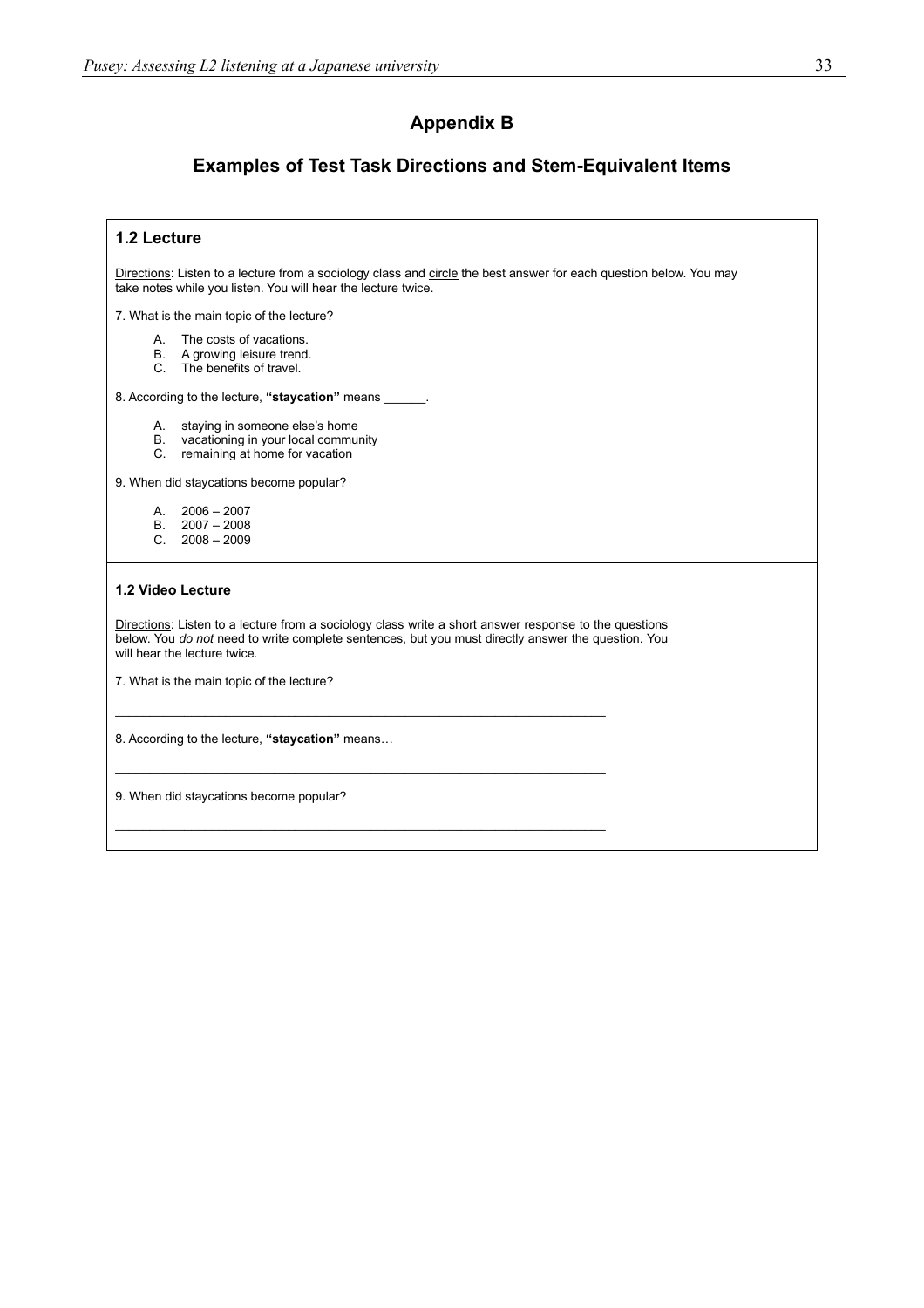# Appendix B

## Examples of Test Task Directions and Stem-Equivalent Items

### 1.2 Lecture

Directions: Listen to a lecture from a sociology class and circle the best answer for each question below. You may take notes while you listen. You will hear the lecture twice.

7. What is the main topic of the lecture?

   A. The costs of vacations.
   B. A growing leisure trend.
   C. The benefits of travel.

8. According to the lecture, **"staycation"** means ______.

   A. staying in someone else's home
   B. vacationing in your local community
   C. remaining at home for vacation

9. When did staycations become popular?

   A. 2006 – 2007
   B. 2007 – 2008
   C. 2008 – 2009

### 1.2 Video Lecture

Directions: Listen to a lecture from a sociology class write a short answer response to the questions below. You *do not* need to write complete sentences, but you must directly answer the question. You will hear the lecture twice.

7. What is the main topic of the lecture?

______________________________________________________________________

8. According to the lecture, **"staycation"** means…

______________________________________________________________________

9. When did staycations become popular?

______________________________________________________________________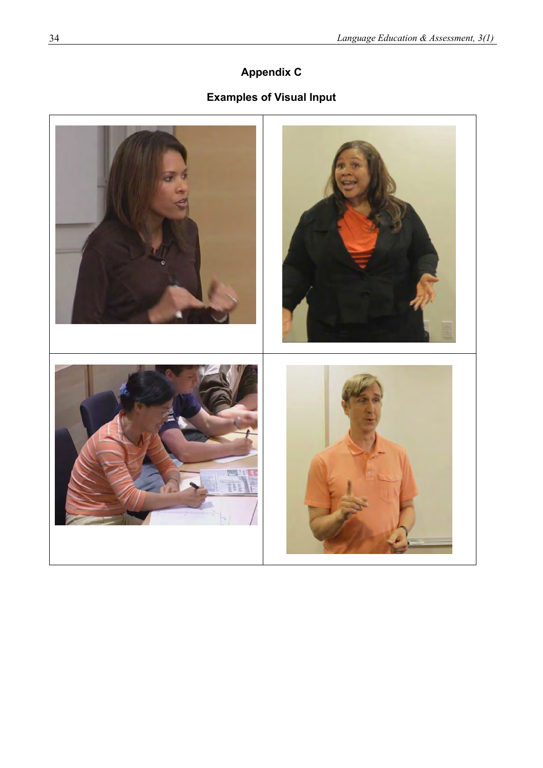## Appendix C

### Examples of Visual Input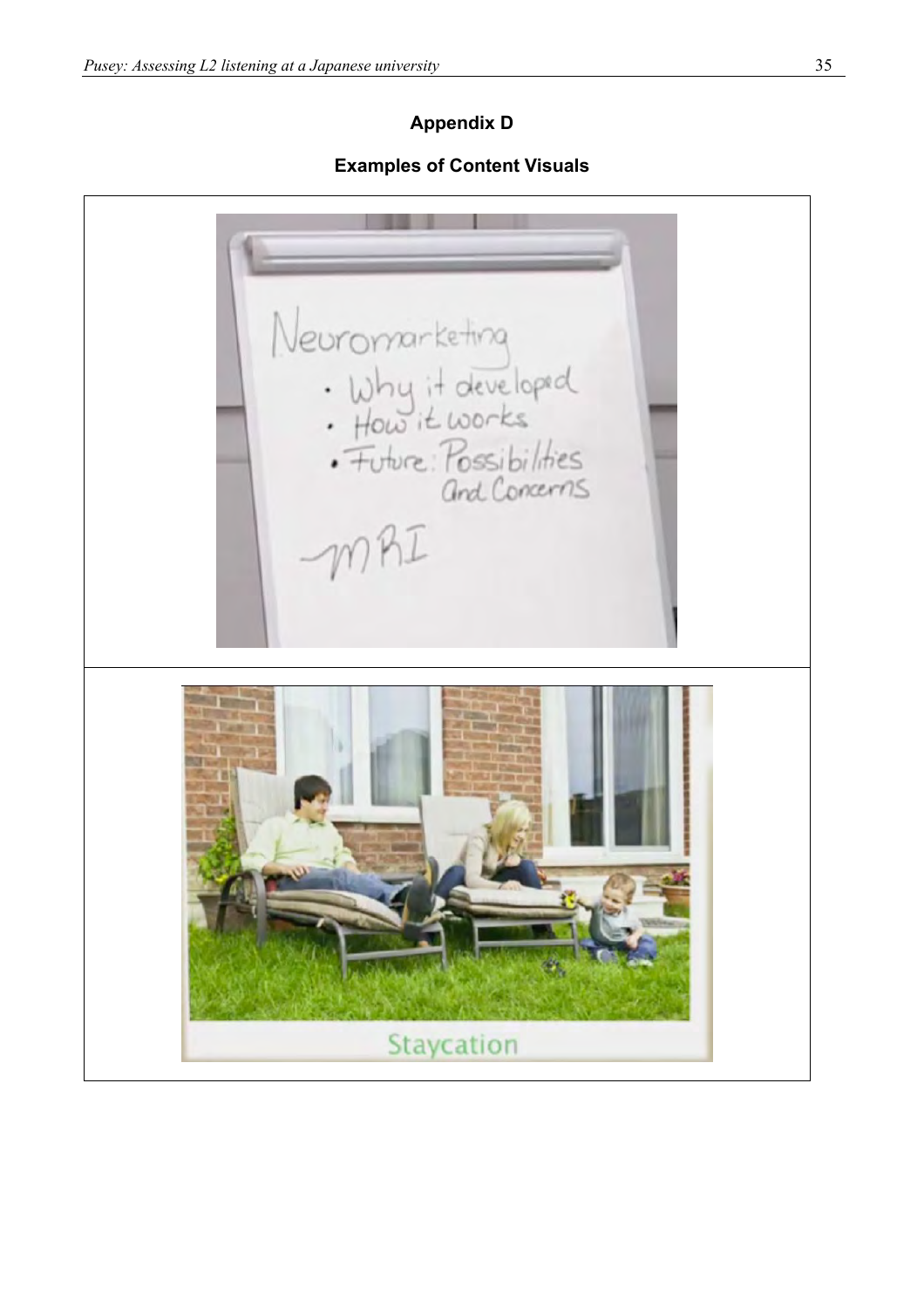## Appendix D

### Examples of Content Visuals

Neuromarketing
- Why it developed
- How it works
- Future: Possibilities and Concerns

– MRI

Staycation